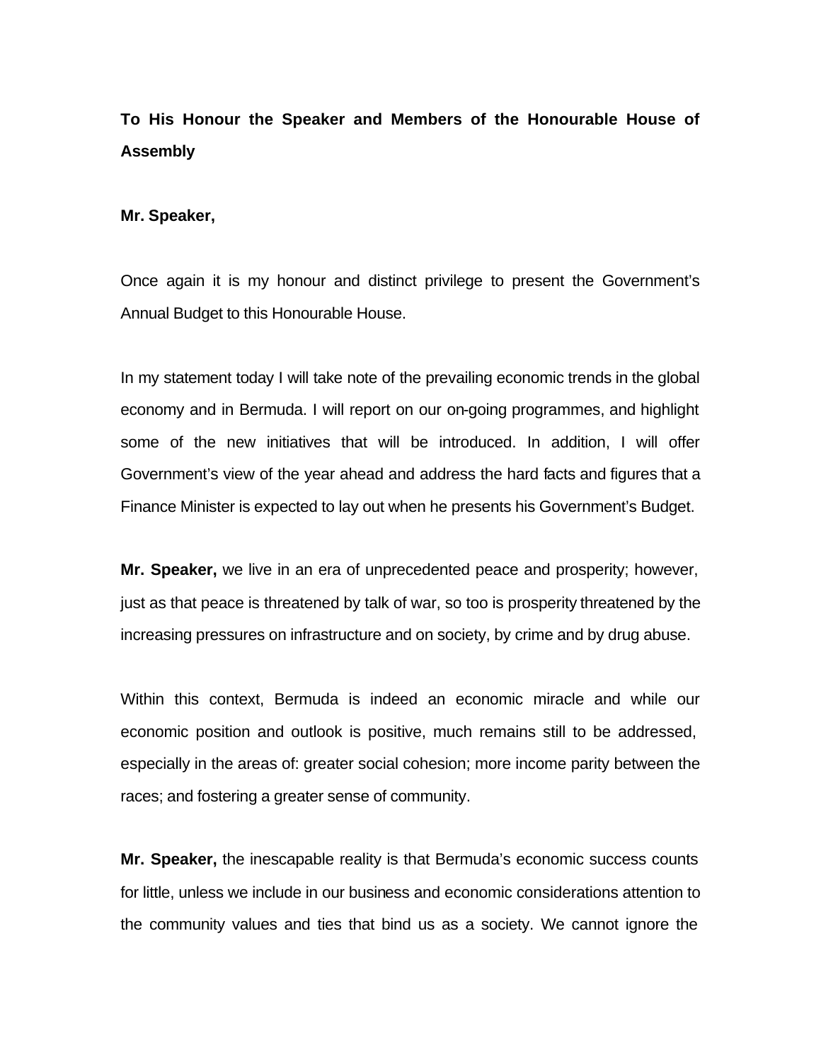**To His Honour the Speaker and Members of the Honourable House of Assembly**

**Mr. Speaker,**

Once again it is my honour and distinct privilege to present the Government's Annual Budget to this Honourable House.

In my statement today I will take note of the prevailing economic trends in the global economy and in Bermuda. I will report on our on-going programmes, and highlight some of the new initiatives that will be introduced. In addition, I will offer Government's view of the year ahead and address the hard facts and figures that a Finance Minister is expected to lay out when he presents his Government's Budget.

**Mr. Speaker,** we live in an era of unprecedented peace and prosperity; however, just as that peace is threatened by talk of war, so too is prosperity threatened by the increasing pressures on infrastructure and on society, by crime and by drug abuse.

Within this context, Bermuda is indeed an economic miracle and while our economic position and outlook is positive, much remains still to be addressed, especially in the areas of: greater social cohesion; more income parity between the races; and fostering a greater sense of community.

**Mr. Speaker,** the inescapable reality is that Bermuda's economic success counts for little, unless we include in our business and economic considerations attention to the community values and ties that bind us as a society. We cannot ignore the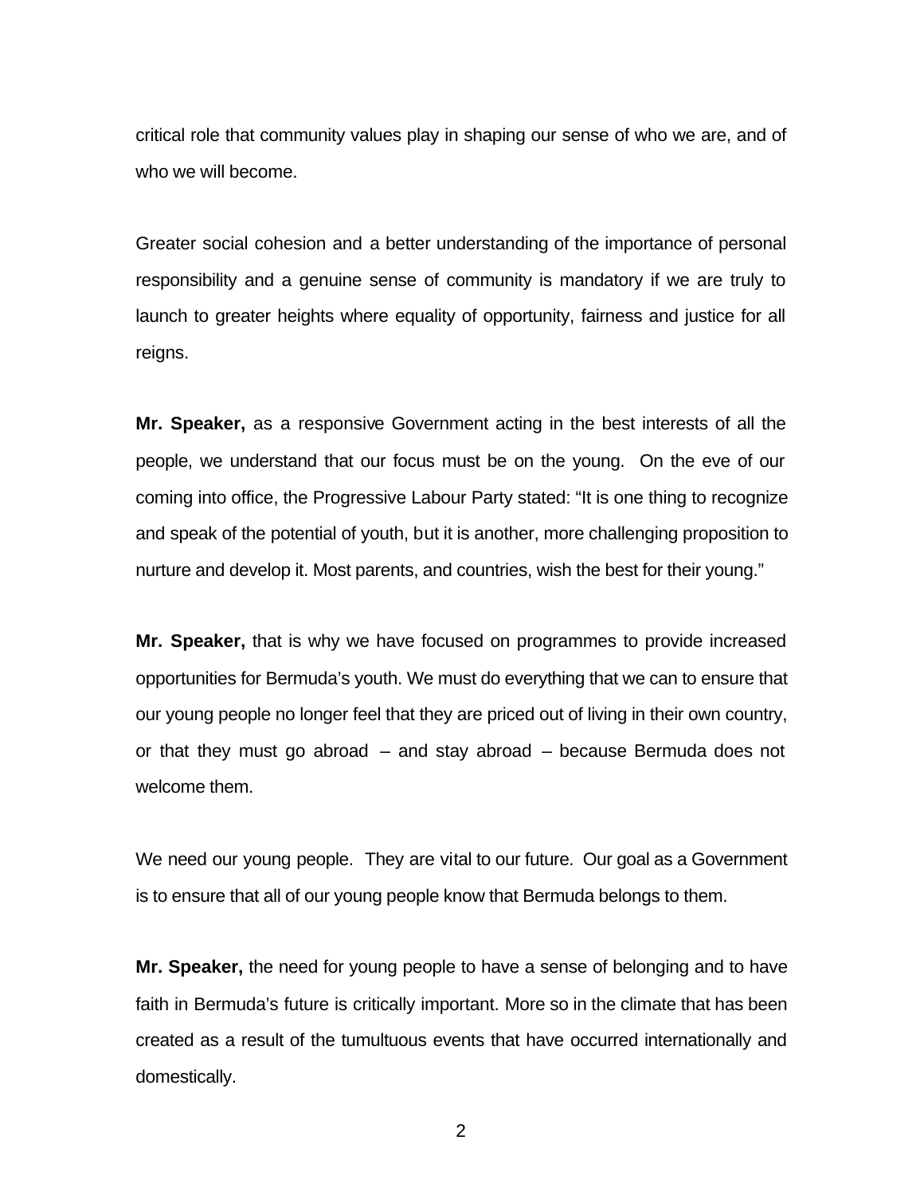critical role that community values play in shaping our sense of who we are, and of who we will become.

Greater social cohesion and a better understanding of the importance of personal responsibility and a genuine sense of community is mandatory if we are truly to launch to greater heights where equality of opportunity, fairness and justice for all reigns.

**Mr. Speaker,** as a responsive Government acting in the best interests of all the people, we understand that our focus must be on the young. On the eve of our coming into office, the Progressive Labour Party stated: "It is one thing to recognize and speak of the potential of youth, but it is another, more challenging proposition to nurture and develop it. Most parents, and countries, wish the best for their young."

**Mr. Speaker,** that is why we have focused on programmes to provide increased opportunities for Bermuda's youth. We must do everything that we can to ensure that our young people no longer feel that they are priced out of living in their own country, or that they must go abroad – and stay abroad – because Bermuda does not welcome them.

We need our young people. They are vital to our future. Our goal as a Government is to ensure that all of our young people know that Bermuda belongs to them.

**Mr. Speaker,** the need for young people to have a sense of belonging and to have faith in Bermuda's future is critically important. More so in the climate that has been created as a result of the tumultuous events that have occurred internationally and domestically.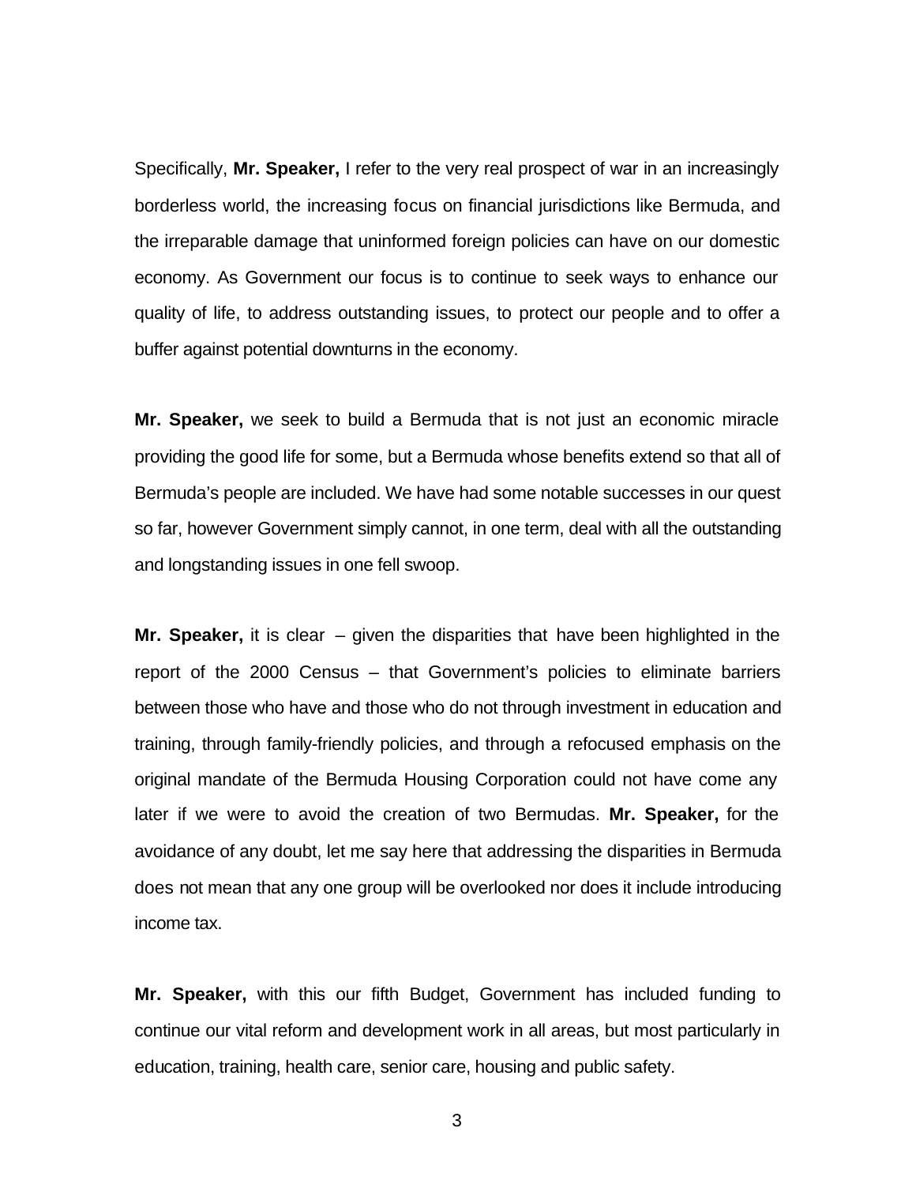Specifically, **Mr. Speaker,** I refer to the very real prospect of war in an increasingly borderless world, the increasing focus on financial jurisdictions like Bermuda, and the irreparable damage that uninformed foreign policies can have on our domestic economy. As Government our focus is to continue to seek ways to enhance our quality of life, to address outstanding issues, to protect our people and to offer a buffer against potential downturns in the economy.

**Mr. Speaker,** we seek to build a Bermuda that is not just an economic miracle providing the good life for some, but a Bermuda whose benefits extend so that all of Bermuda's people are included. We have had some notable successes in our quest so far, however Government simply cannot, in one term, deal with all the outstanding and longstanding issues in one fell swoop.

**Mr. Speaker,** it is clear – given the disparities that have been highlighted in the report of the 2000 Census – that Government's policies to eliminate barriers between those who have and those who do not through investment in education and training, through family-friendly policies, and through a refocused emphasis on the original mandate of the Bermuda Housing Corporation could not have come any later if we were to avoid the creation of two Bermudas. **Mr. Speaker,** for the avoidance of any doubt, let me say here that addressing the disparities in Bermuda does not mean that any one group will be overlooked nor does it include introducing income tax.

**Mr. Speaker,** with this our fifth Budget, Government has included funding to continue our vital reform and development work in all areas, but most particularly in education, training, health care, senior care, housing and public safety.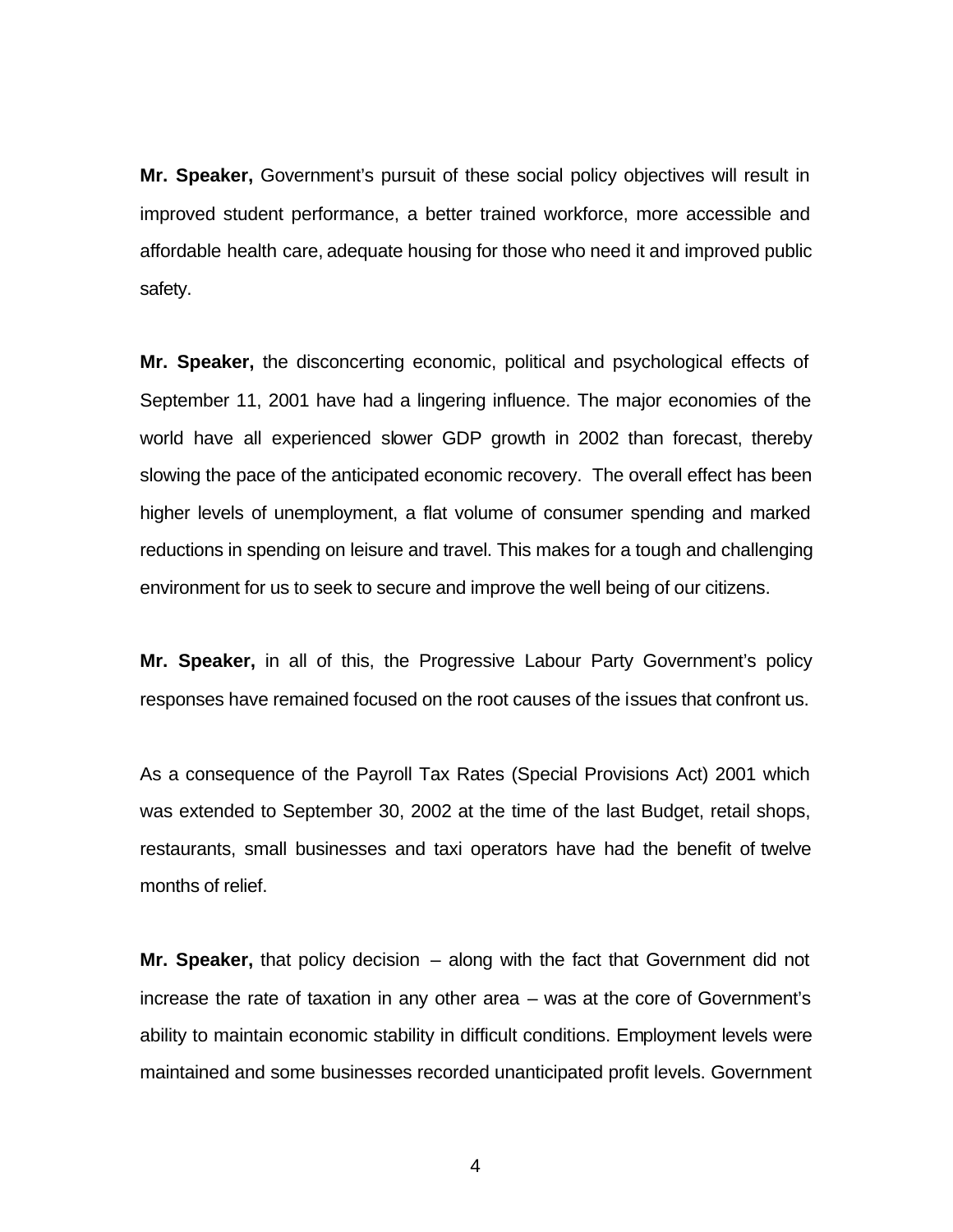**Mr. Speaker,** Government's pursuit of these social policy objectives will result in improved student performance, a better trained workforce, more accessible and affordable health care, adequate housing for those who need it and improved public safety.

**Mr. Speaker,** the disconcerting economic, political and psychological effects of September 11, 2001 have had a lingering influence. The major economies of the world have all experienced slower GDP growth in 2002 than forecast, thereby slowing the pace of the anticipated economic recovery. The overall effect has been higher levels of unemployment, a flat volume of consumer spending and marked reductions in spending on leisure and travel. This makes for a tough and challenging environment for us to seek to secure and improve the well being of our citizens.

**Mr. Speaker,** in all of this, the Progressive Labour Party Government's policy responses have remained focused on the root causes of the issues that confront us.

As a consequence of the Payroll Tax Rates (Special Provisions Act) 2001 which was extended to September 30, 2002 at the time of the last Budget, retail shops, restaurants, small businesses and taxi operators have had the benefit of twelve months of relief.

**Mr. Speaker,** that policy decision – along with the fact that Government did not increase the rate of taxation in any other area – was at the core of Government's ability to maintain economic stability in difficult conditions. Employment levels were maintained and some businesses recorded unanticipated profit levels. Government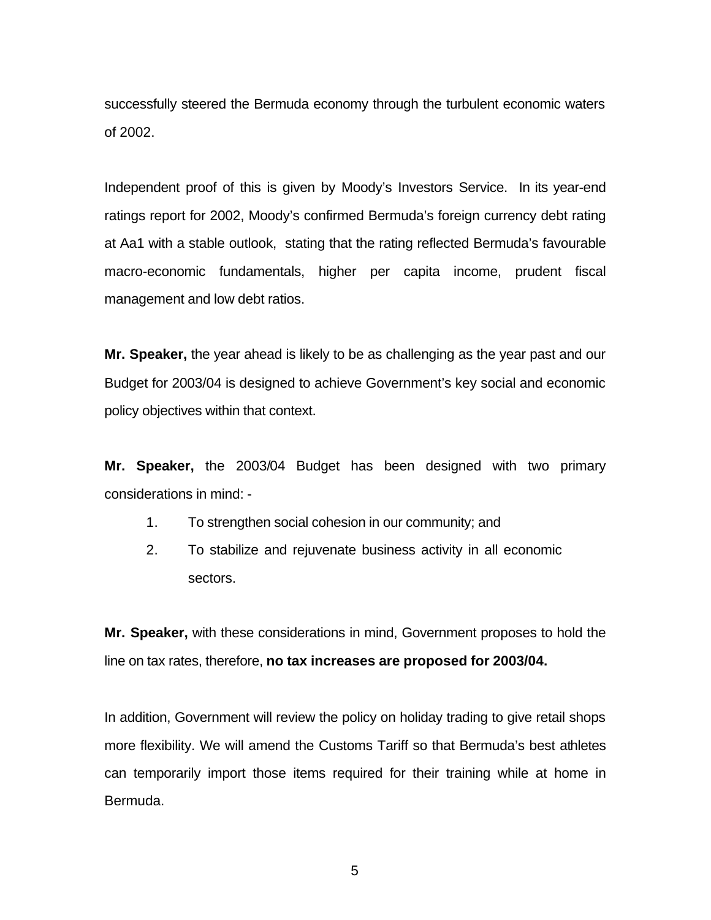successfully steered the Bermuda economy through the turbulent economic waters of 2002.

Independent proof of this is given by Moody's Investors Service. In its year-end ratings report for 2002, Moody's confirmed Bermuda's foreign currency debt rating at Aa1 with a stable outlook, stating that the rating reflected Bermuda's favourable macro-economic fundamentals, higher per capita income, prudent fiscal management and low debt ratios.

**Mr. Speaker,** the year ahead is likely to be as challenging as the year past and our Budget for 2003/04 is designed to achieve Government's key social and economic policy objectives within that context.

**Mr. Speaker,** the 2003/04 Budget has been designed with two primary considerations in mind: -

1. To strengthen social cohesion in our community; and
2. To stabilize and rejuvenate business activity in all economic sectors.

**Mr. Speaker,** with these considerations in mind, Government proposes to hold the line on tax rates, therefore, **no tax increases are proposed for 2003/04.**

In addition, Government will review the policy on holiday trading to give retail shops more flexibility. We will amend the Customs Tariff so that Bermuda's best athletes can temporarily import those items required for their training while at home in Bermuda.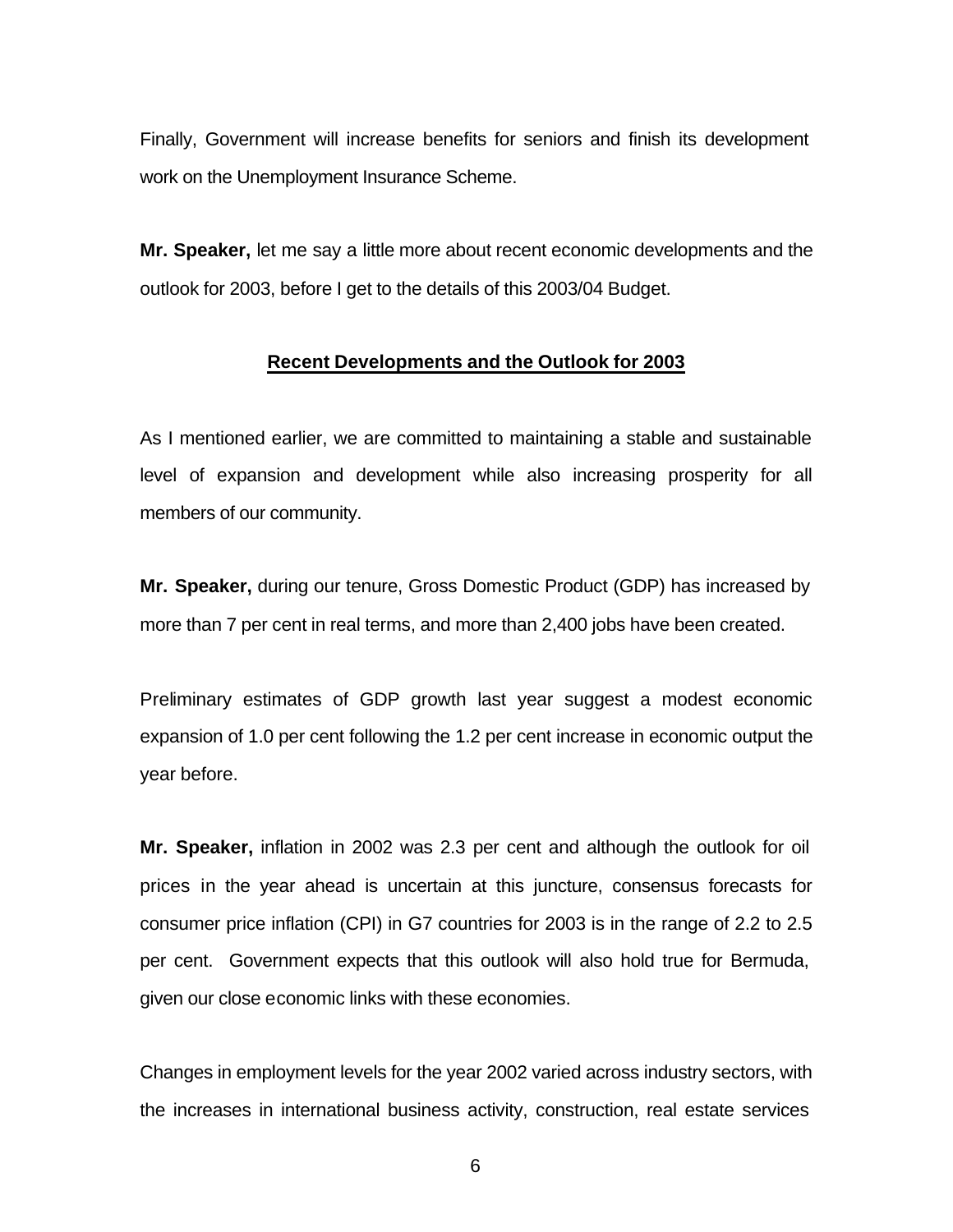Finally, Government will increase benefits for seniors and finish its development work on the Unemployment Insurance Scheme.

**Mr. Speaker,** let me say a little more about recent economic developments and the outlook for 2003, before I get to the details of this 2003/04 Budget.

## Recent Developments and the Outlook for 2003

As I mentioned earlier, we are committed to maintaining a stable and sustainable level of expansion and development while also increasing prosperity for all members of our community.

**Mr. Speaker,** during our tenure, Gross Domestic Product (GDP) has increased by more than 7 per cent in real terms, and more than 2,400 jobs have been created.

Preliminary estimates of GDP growth last year suggest a modest economic expansion of 1.0 per cent following the 1.2 per cent increase in economic output the year before.

**Mr. Speaker,** inflation in 2002 was 2.3 per cent and although the outlook for oil prices in the year ahead is uncertain at this juncture, consensus forecasts for consumer price inflation (CPI) in G7 countries for 2003 is in the range of 2.2 to 2.5 per cent. Government expects that this outlook will also hold true for Bermuda, given our close economic links with these economies.

Changes in employment levels for the year 2002 varied across industry sectors, with the increases in international business activity, construction, real estate services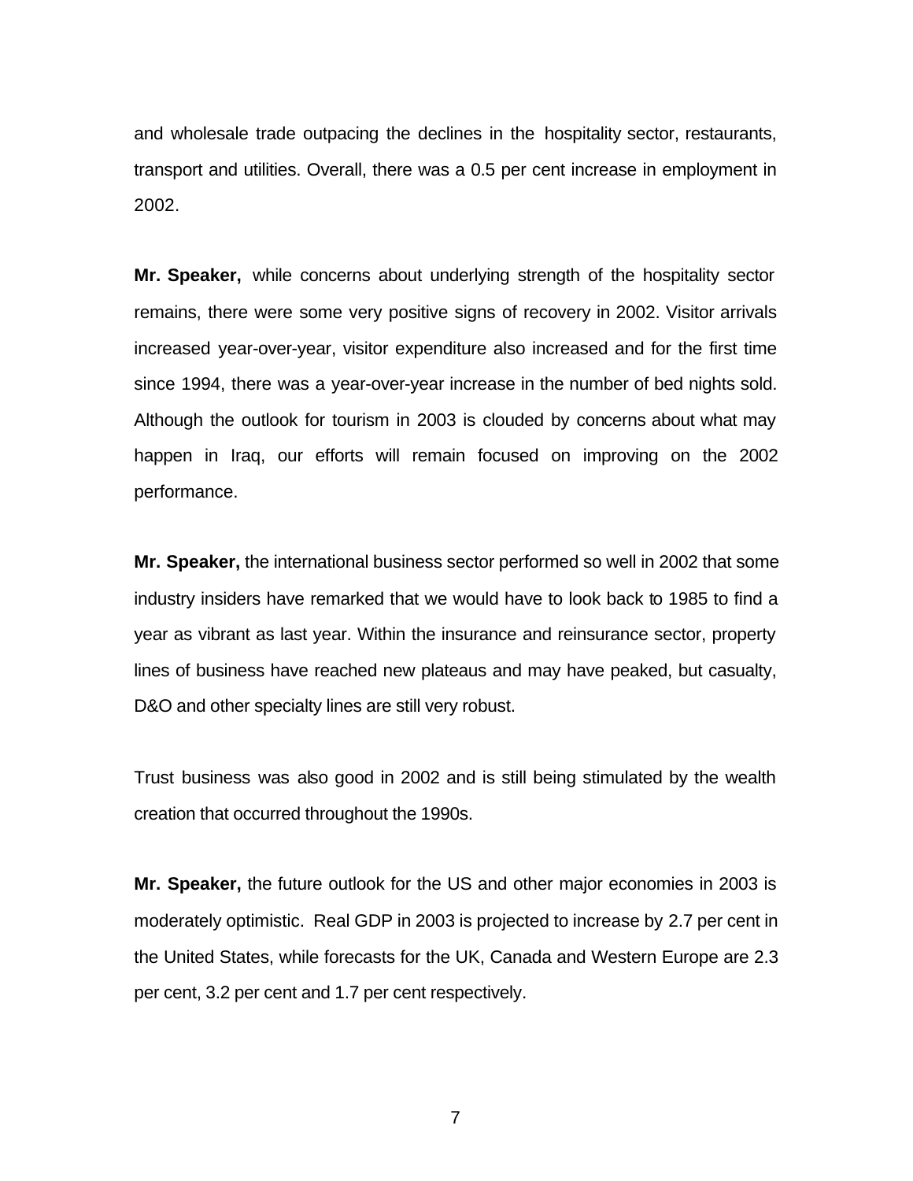and wholesale trade outpacing the declines in the hospitality sector, restaurants, transport and utilities. Overall, there was a 0.5 per cent increase in employment in 2002.

**Mr. Speaker,** while concerns about underlying strength of the hospitality sector remains, there were some very positive signs of recovery in 2002. Visitor arrivals increased year-over-year, visitor expenditure also increased and for the first time since 1994, there was a year-over-year increase in the number of bed nights sold. Although the outlook for tourism in 2003 is clouded by concerns about what may happen in Iraq, our efforts will remain focused on improving on the 2002 performance.

**Mr. Speaker,** the international business sector performed so well in 2002 that some industry insiders have remarked that we would have to look back to 1985 to find a year as vibrant as last year. Within the insurance and reinsurance sector, property lines of business have reached new plateaus and may have peaked, but casualty, D&O and other specialty lines are still very robust.

Trust business was also good in 2002 and is still being stimulated by the wealth creation that occurred throughout the 1990s.

**Mr. Speaker,** the future outlook for the US and other major economies in 2003 is moderately optimistic. Real GDP in 2003 is projected to increase by 2.7 per cent in the United States, while forecasts for the UK, Canada and Western Europe are 2.3 per cent, 3.2 per cent and 1.7 per cent respectively.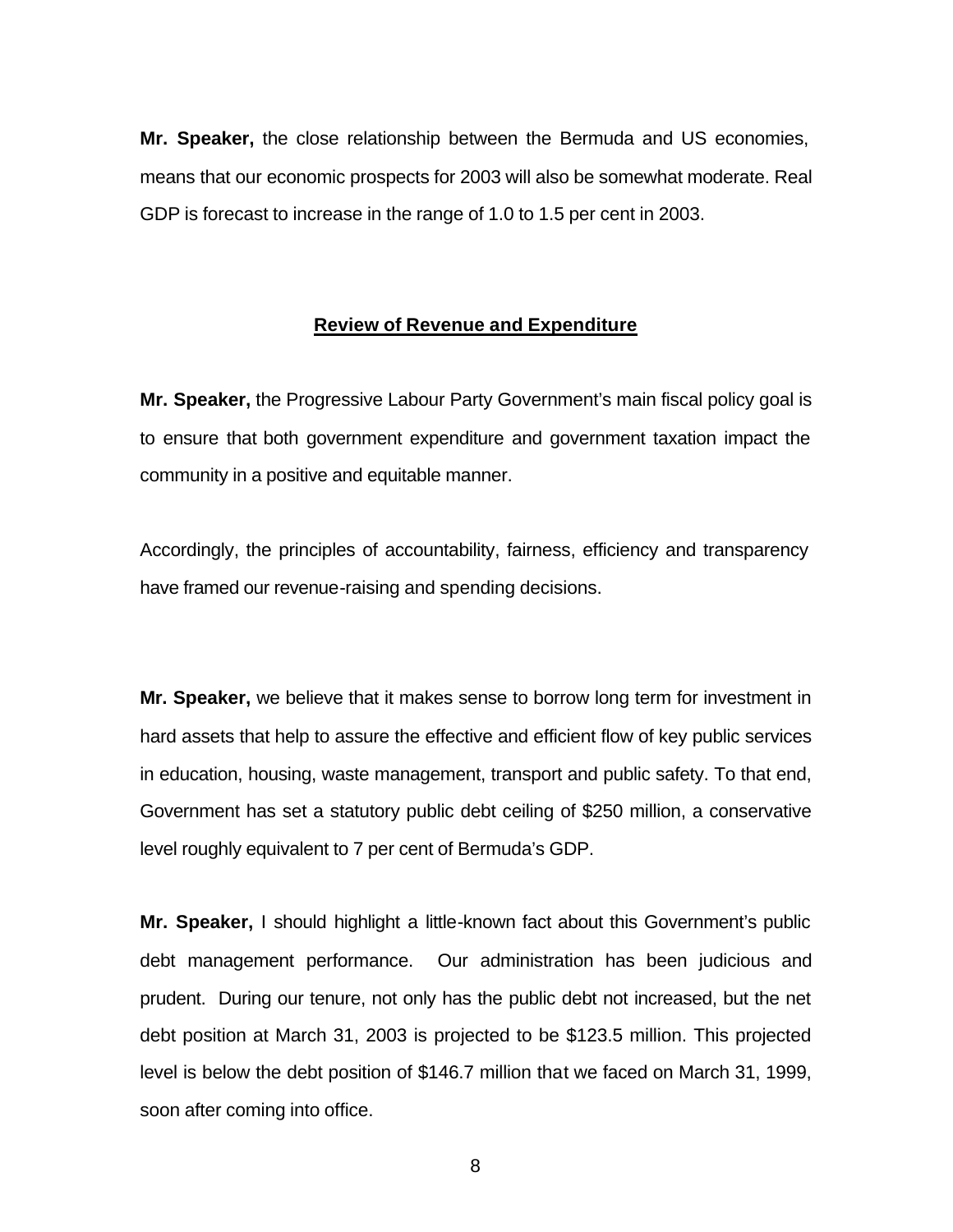**Mr. Speaker,** the close relationship between the Bermuda and US economies, means that our economic prospects for 2003 will also be somewhat moderate. Real GDP is forecast to increase in the range of 1.0 to 1.5 per cent in 2003.

## Review of Revenue and Expenditure

**Mr. Speaker,** the Progressive Labour Party Government's main fiscal policy goal is to ensure that both government expenditure and government taxation impact the community in a positive and equitable manner.

Accordingly, the principles of accountability, fairness, efficiency and transparency have framed our revenue-raising and spending decisions.

**Mr. Speaker,** we believe that it makes sense to borrow long term for investment in hard assets that help to assure the effective and efficient flow of key public services in education, housing, waste management, transport and public safety. To that end, Government has set a statutory public debt ceiling of $250 million, a conservative level roughly equivalent to 7 per cent of Bermuda's GDP.

**Mr. Speaker,** I should highlight a little-known fact about this Government's public debt management performance. Our administration has been judicious and prudent. During our tenure, not only has the public debt not increased, but the net debt position at March 31, 2003 is projected to be $123.5 million. This projected level is below the debt position of $146.7 million that we faced on March 31, 1999, soon after coming into office.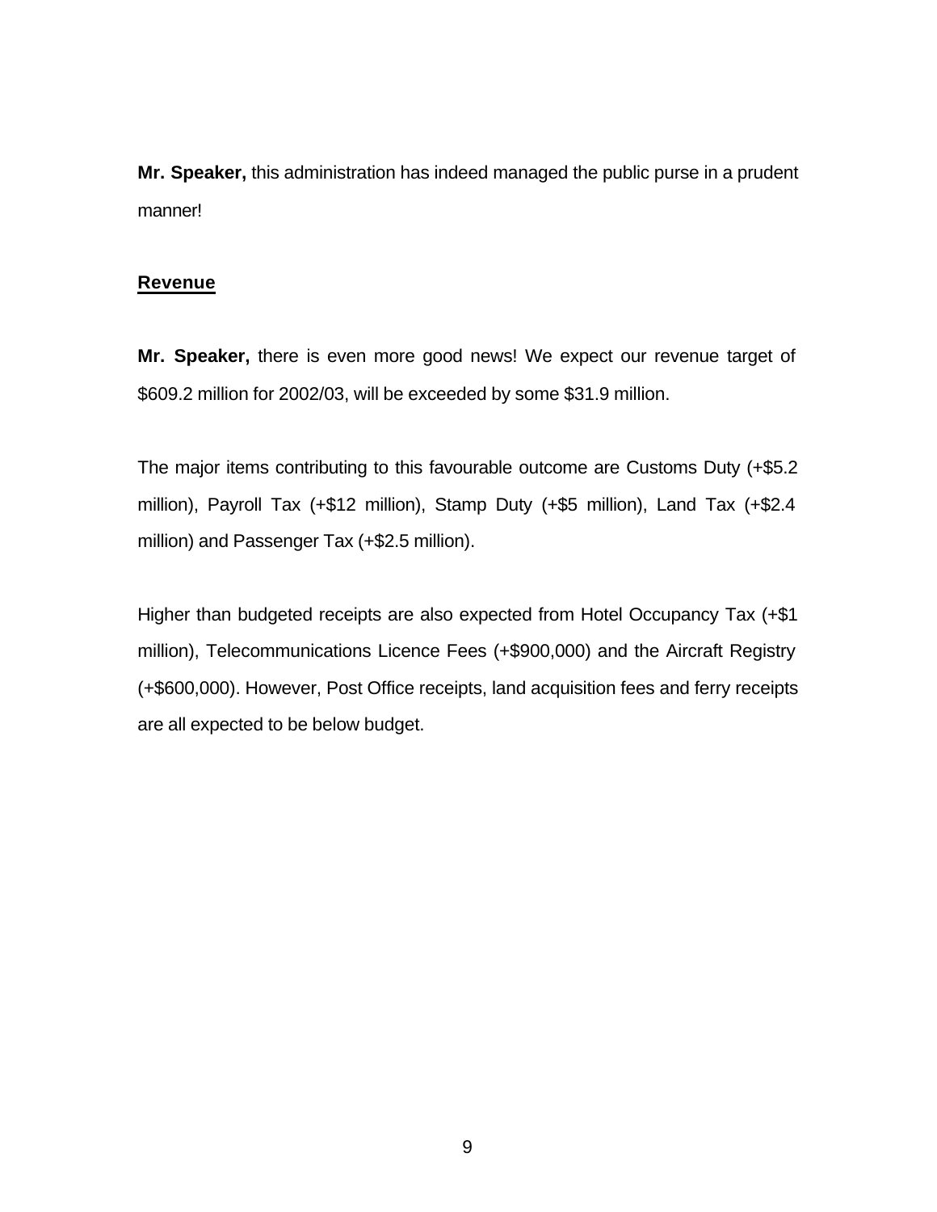**Mr. Speaker,** this administration has indeed managed the public purse in a prudent manner!

## Revenue

**Mr. Speaker,** there is even more good news! We expect our revenue target of $609.2 million for 2002/03, will be exceeded by some $31.9 million.

The major items contributing to this favourable outcome are Customs Duty (+$5.2 million), Payroll Tax (+$12 million), Stamp Duty (+$5 million), Land Tax (+$2.4 million) and Passenger Tax (+$2.5 million).

Higher than budgeted receipts are also expected from Hotel Occupancy Tax (+$1 million), Telecommunications Licence Fees (+$900,000) and the Aircraft Registry (+$600,000). However, Post Office receipts, land acquisition fees and ferry receipts are all expected to be below budget.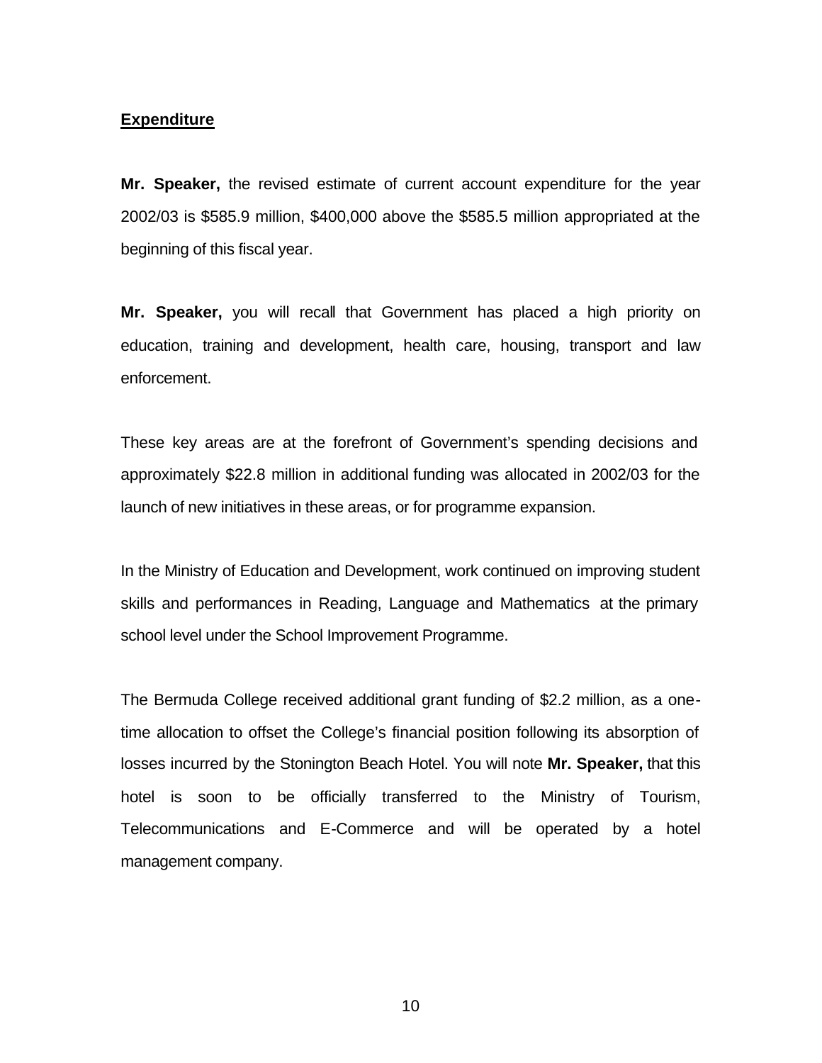## Expenditure

**Mr. Speaker,** the revised estimate of current account expenditure for the year 2002/03 is $585.9 million, $400,000 above the $585.5 million appropriated at the beginning of this fiscal year.

**Mr. Speaker,** you will recall that Government has placed a high priority on education, training and development, health care, housing, transport and law enforcement.

These key areas are at the forefront of Government's spending decisions and approximately $22.8 million in additional funding was allocated in 2002/03 for the launch of new initiatives in these areas, or for programme expansion.

In the Ministry of Education and Development, work continued on improving student skills and performances in Reading, Language and Mathematics at the primary school level under the School Improvement Programme.

The Bermuda College received additional grant funding of $2.2 million, as a one-time allocation to offset the College's financial position following its absorption of losses incurred by the Stonington Beach Hotel. You will note **Mr. Speaker,** that this hotel is soon to be officially transferred to the Ministry of Tourism, Telecommunications and E-Commerce and will be operated by a hotel management company.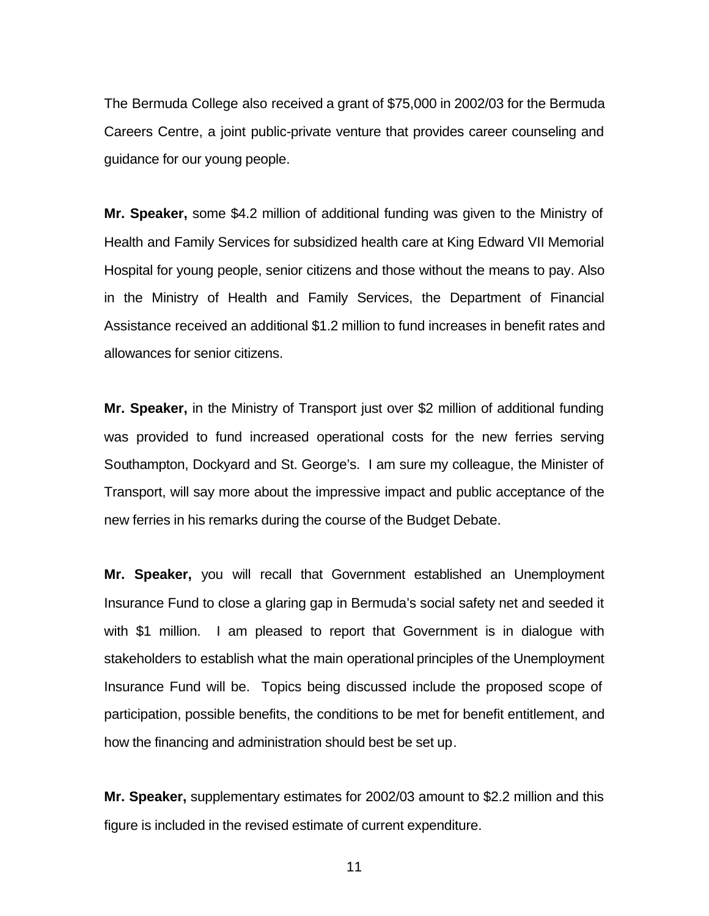The Bermuda College also received a grant of $75,000 in 2002/03 for the Bermuda Careers Centre, a joint public-private venture that provides career counseling and guidance for our young people.

**Mr. Speaker,** some $4.2 million of additional funding was given to the Ministry of Health and Family Services for subsidized health care at King Edward VII Memorial Hospital for young people, senior citizens and those without the means to pay. Also in the Ministry of Health and Family Services, the Department of Financial Assistance received an additional $1.2 million to fund increases in benefit rates and allowances for senior citizens.

**Mr. Speaker,** in the Ministry of Transport just over $2 million of additional funding was provided to fund increased operational costs for the new ferries serving Southampton, Dockyard and St. George's. I am sure my colleague, the Minister of Transport, will say more about the impressive impact and public acceptance of the new ferries in his remarks during the course of the Budget Debate.

**Mr. Speaker,** you will recall that Government established an Unemployment Insurance Fund to close a glaring gap in Bermuda's social safety net and seeded it with $1 million. I am pleased to report that Government is in dialogue with stakeholders to establish what the main operational principles of the Unemployment Insurance Fund will be. Topics being discussed include the proposed scope of participation, possible benefits, the conditions to be met for benefit entitlement, and how the financing and administration should best be set up.

**Mr. Speaker,** supplementary estimates for 2002/03 amount to $2.2 million and this figure is included in the revised estimate of current expenditure.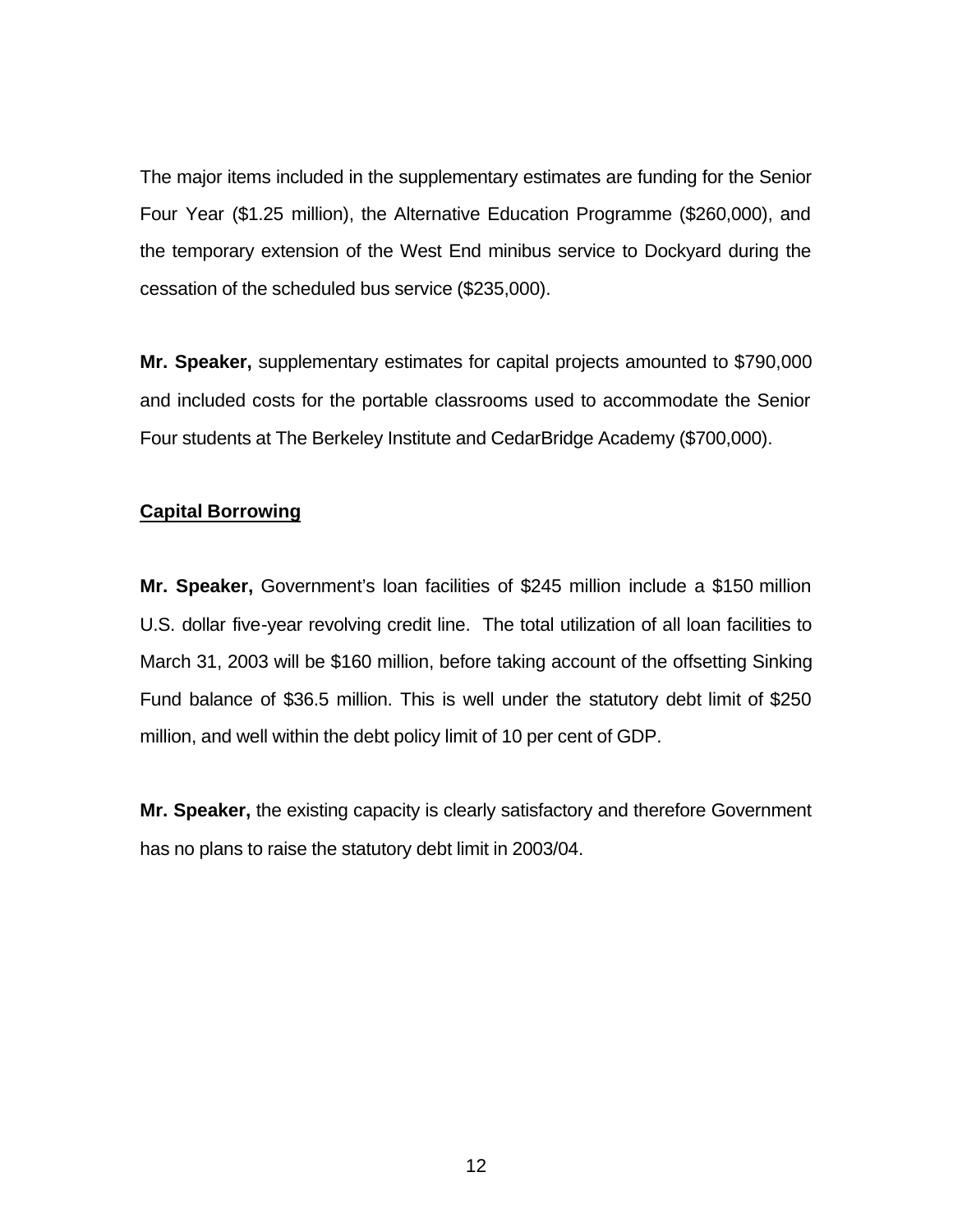The major items included in the supplementary estimates are funding for the Senior Four Year ($1.25 million), the Alternative Education Programme ($260,000), and the temporary extension of the West End minibus service to Dockyard during the cessation of the scheduled bus service ($235,000).

**Mr. Speaker,** supplementary estimates for capital projects amounted to $790,000 and included costs for the portable classrooms used to accommodate the Senior Four students at The Berkeley Institute and CedarBridge Academy ($700,000).

**Capital Borrowing**

**Mr. Speaker,** Government's loan facilities of $245 million include a $150 million U.S. dollar five-year revolving credit line. The total utilization of all loan facilities to March 31, 2003 will be $160 million, before taking account of the offsetting Sinking Fund balance of $36.5 million. This is well under the statutory debt limit of $250 million, and well within the debt policy limit of 10 per cent of GDP.

**Mr. Speaker,** the existing capacity is clearly satisfactory and therefore Government has no plans to raise the statutory debt limit in 2003/04.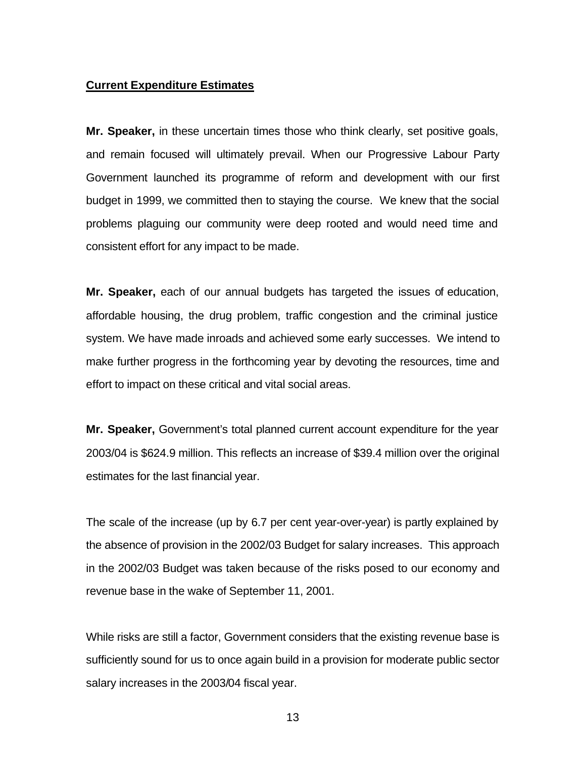**Current Expenditure Estimates**

**Mr. Speaker,** in these uncertain times those who think clearly, set positive goals, and remain focused will ultimately prevail. When our Progressive Labour Party Government launched its programme of reform and development with our first budget in 1999, we committed then to staying the course. We knew that the social problems plaguing our community were deep rooted and would need time and consistent effort for any impact to be made.

**Mr. Speaker,** each of our annual budgets has targeted the issues of education, affordable housing, the drug problem, traffic congestion and the criminal justice system. We have made inroads and achieved some early successes. We intend to make further progress in the forthcoming year by devoting the resources, time and effort to impact on these critical and vital social areas.

**Mr. Speaker,** Government's total planned current account expenditure for the year 2003/04 is $624.9 million. This reflects an increase of $39.4 million over the original estimates for the last financial year.

The scale of the increase (up by 6.7 per cent year-over-year) is partly explained by the absence of provision in the 2002/03 Budget for salary increases. This approach in the 2002/03 Budget was taken because of the risks posed to our economy and revenue base in the wake of September 11, 2001.

While risks are still a factor, Government considers that the existing revenue base is sufficiently sound for us to once again build in a provision for moderate public sector salary increases in the 2003/04 fiscal year.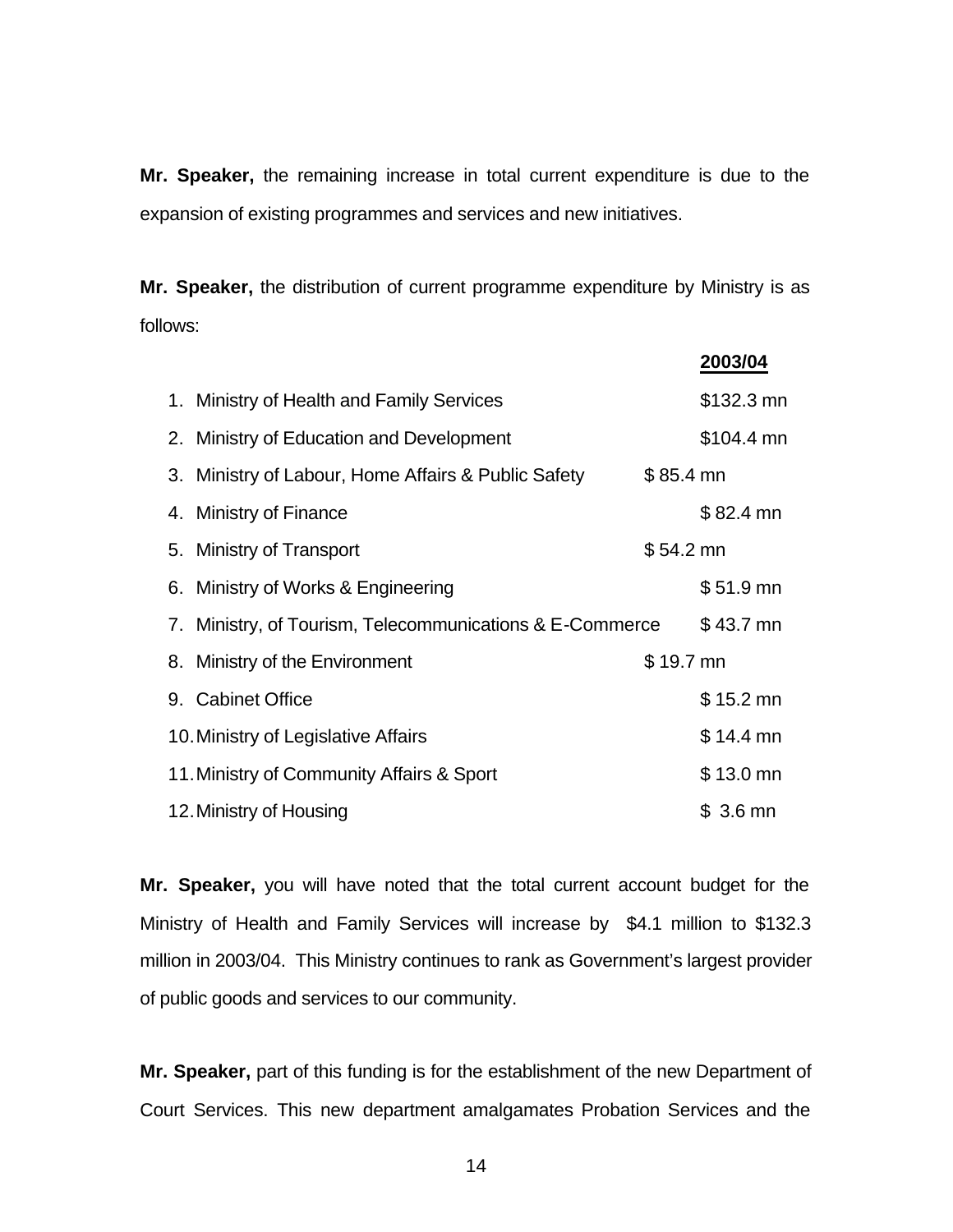**Mr. Speaker,** the remaining increase in total current expenditure is due to the expansion of existing programmes and services and new initiatives.

**Mr. Speaker,** the distribution of current programme expenditure by Ministry is as follows:

| | **2003/04** |
|---|---|
| 1. Ministry of Health and Family Services | $132.3 mn |
| 2. Ministry of Education and Development | $104.4 mn |
| 3. Ministry of Labour, Home Affairs & Public Safety | $ 85.4 mn |
| 4. Ministry of Finance | $ 82.4 mn |
| 5. Ministry of Transport | $ 54.2 mn |
| 6. Ministry of Works & Engineering | $ 51.9 mn |
| 7. Ministry, of Tourism, Telecommunications & E-Commerce | $ 43.7 mn |
| 8. Ministry of the Environment | $ 19.7 mn |
| 9. Cabinet Office | $ 15.2 mn |
| 10. Ministry of Legislative Affairs | $ 14.4 mn |
| 11. Ministry of Community Affairs & Sport | $ 13.0 mn |
| 12. Ministry of Housing | $ 3.6 mn |

**Mr. Speaker,** you will have noted that the total current account budget for the Ministry of Health and Family Services will increase by $4.1 million to $132.3 million in 2003/04. This Ministry continues to rank as Government's largest provider of public goods and services to our community.

**Mr. Speaker,** part of this funding is for the establishment of the new Department of Court Services. This new department amalgamates Probation Services and the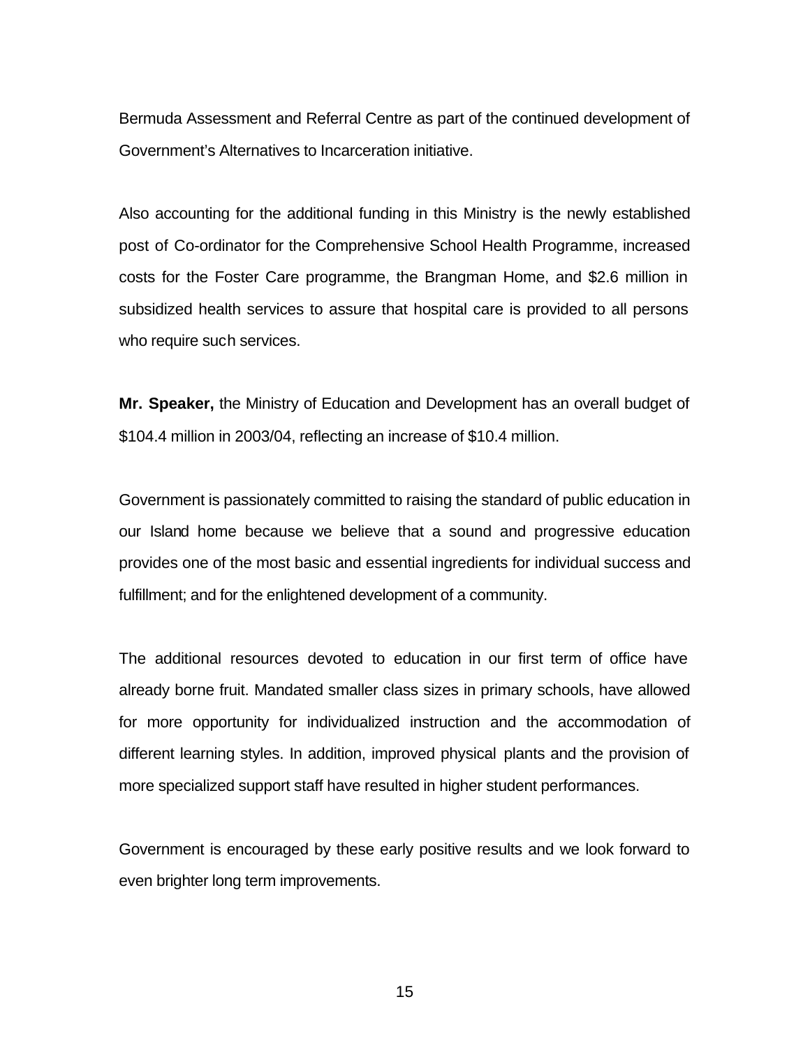Bermuda Assessment and Referral Centre as part of the continued development of Government's Alternatives to Incarceration initiative.

Also accounting for the additional funding in this Ministry is the newly established post of Co-ordinator for the Comprehensive School Health Programme, increased costs for the Foster Care programme, the Brangman Home, and $2.6 million in subsidized health services to assure that hospital care is provided to all persons who require such services.

**Mr. Speaker,** the Ministry of Education and Development has an overall budget of $104.4 million in 2003/04, reflecting an increase of $10.4 million.

Government is passionately committed to raising the standard of public education in our Island home because we believe that a sound and progressive education provides one of the most basic and essential ingredients for individual success and fulfillment; and for the enlightened development of a community.

The additional resources devoted to education in our first term of office have already borne fruit. Mandated smaller class sizes in primary schools, have allowed for more opportunity for individualized instruction and the accommodation of different learning styles. In addition, improved physical plants and the provision of more specialized support staff have resulted in higher student performances.

Government is encouraged by these early positive results and we look forward to even brighter long term improvements.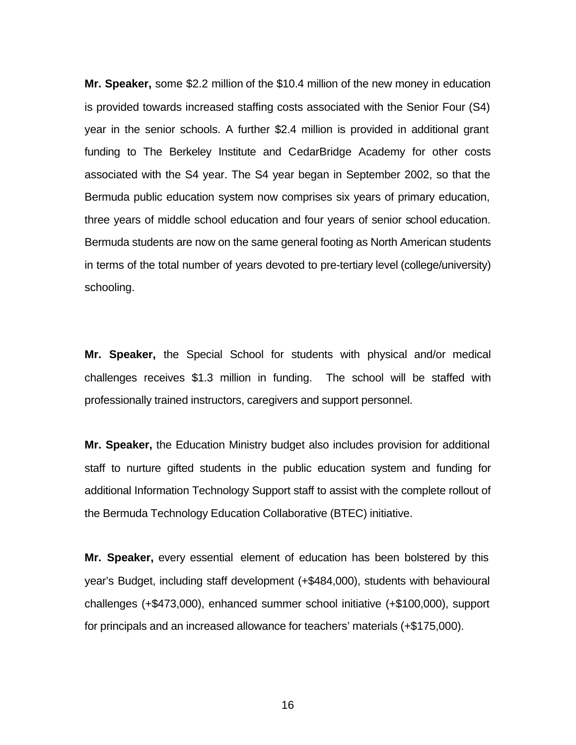**Mr. Speaker,** some $2.2 million of the $10.4 million of the new money in education is provided towards increased staffing costs associated with the Senior Four (S4) year in the senior schools. A further $2.4 million is provided in additional grant funding to The Berkeley Institute and CedarBridge Academy for other costs associated with the S4 year. The S4 year began in September 2002, so that the Bermuda public education system now comprises six years of primary education, three years of middle school education and four years of senior school education. Bermuda students are now on the same general footing as North American students in terms of the total number of years devoted to pre-tertiary level (college/university) schooling.

**Mr. Speaker,** the Special School for students with physical and/or medical challenges receives $1.3 million in funding. The school will be staffed with professionally trained instructors, caregivers and support personnel.

**Mr. Speaker,** the Education Ministry budget also includes provision for additional staff to nurture gifted students in the public education system and funding for additional Information Technology Support staff to assist with the complete rollout of the Bermuda Technology Education Collaborative (BTEC) initiative.

**Mr. Speaker,** every essential element of education has been bolstered by this year's Budget, including staff development (+$484,000), students with behavioural challenges (+$473,000), enhanced summer school initiative (+$100,000), support for principals and an increased allowance for teachers' materials (+$175,000).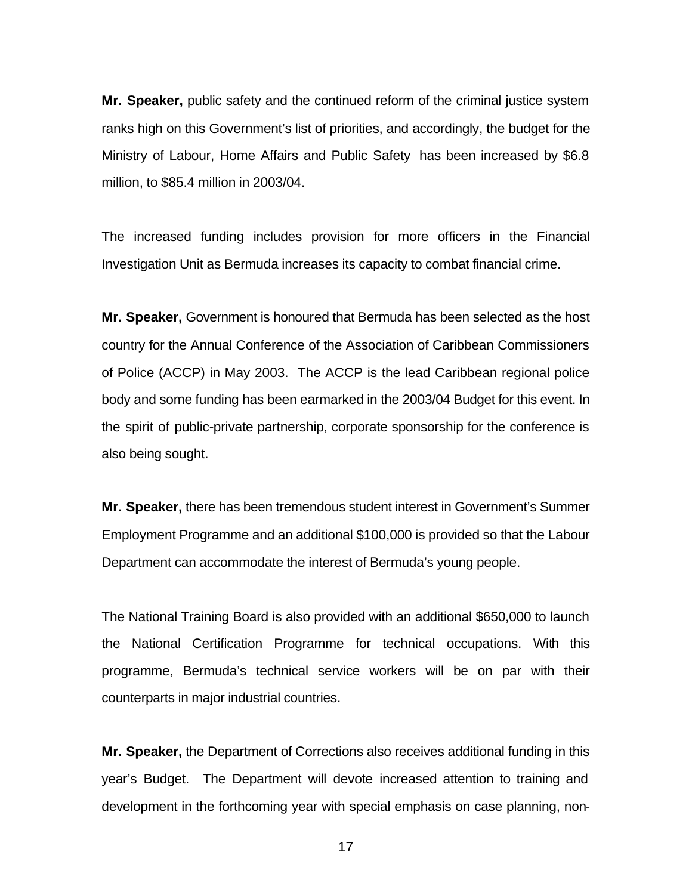**Mr. Speaker,** public safety and the continued reform of the criminal justice system ranks high on this Government's list of priorities, and accordingly, the budget for the Ministry of Labour, Home Affairs and Public Safety has been increased by $6.8 million, to $85.4 million in 2003/04.

The increased funding includes provision for more officers in the Financial Investigation Unit as Bermuda increases its capacity to combat financial crime.

**Mr. Speaker,** Government is honoured that Bermuda has been selected as the host country for the Annual Conference of the Association of Caribbean Commissioners of Police (ACCP) in May 2003. The ACCP is the lead Caribbean regional police body and some funding has been earmarked in the 2003/04 Budget for this event. In the spirit of public-private partnership, corporate sponsorship for the conference is also being sought.

**Mr. Speaker,** there has been tremendous student interest in Government's Summer Employment Programme and an additional $100,000 is provided so that the Labour Department can accommodate the interest of Bermuda's young people.

The National Training Board is also provided with an additional $650,000 to launch the National Certification Programme for technical occupations. With this programme, Bermuda's technical service workers will be on par with their counterparts in major industrial countries.

**Mr. Speaker,** the Department of Corrections also receives additional funding in this year's Budget. The Department will devote increased attention to training and development in the forthcoming year with special emphasis on case planning, non-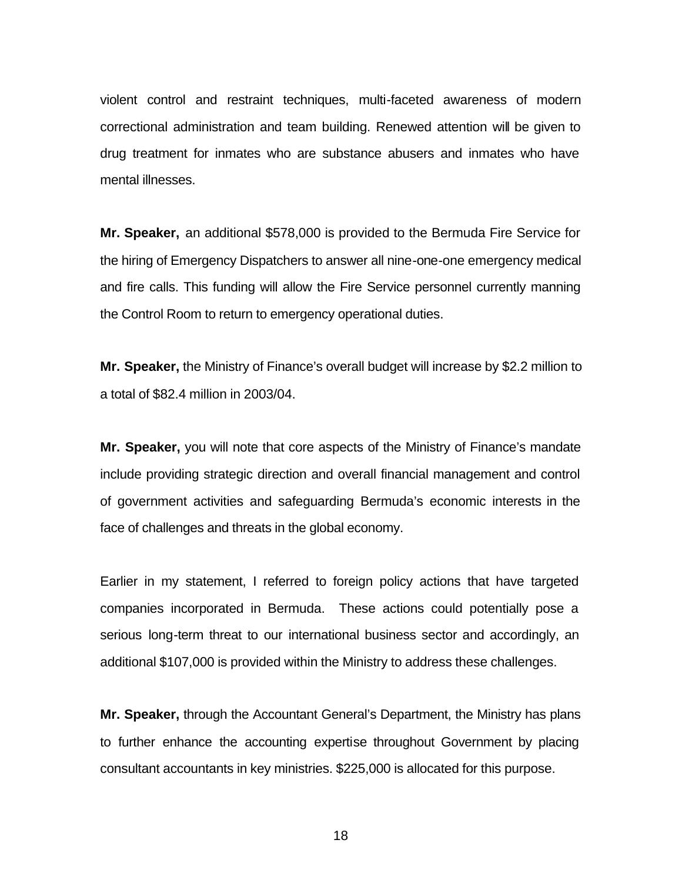violent control and restraint techniques, multi-faceted awareness of modern correctional administration and team building. Renewed attention will be given to drug treatment for inmates who are substance abusers and inmates who have mental illnesses.

**Mr. Speaker,** an additional $578,000 is provided to the Bermuda Fire Service for the hiring of Emergency Dispatchers to answer all nine-one-one emergency medical and fire calls. This funding will allow the Fire Service personnel currently manning the Control Room to return to emergency operational duties.

**Mr. Speaker,** the Ministry of Finance's overall budget will increase by $2.2 million to a total of $82.4 million in 2003/04.

**Mr. Speaker,** you will note that core aspects of the Ministry of Finance's mandate include providing strategic direction and overall financial management and control of government activities and safeguarding Bermuda's economic interests in the face of challenges and threats in the global economy.

Earlier in my statement, I referred to foreign policy actions that have targeted companies incorporated in Bermuda. These actions could potentially pose a serious long-term threat to our international business sector and accordingly, an additional $107,000 is provided within the Ministry to address these challenges.

**Mr. Speaker,** through the Accountant General's Department, the Ministry has plans to further enhance the accounting expertise throughout Government by placing consultant accountants in key ministries. $225,000 is allocated for this purpose.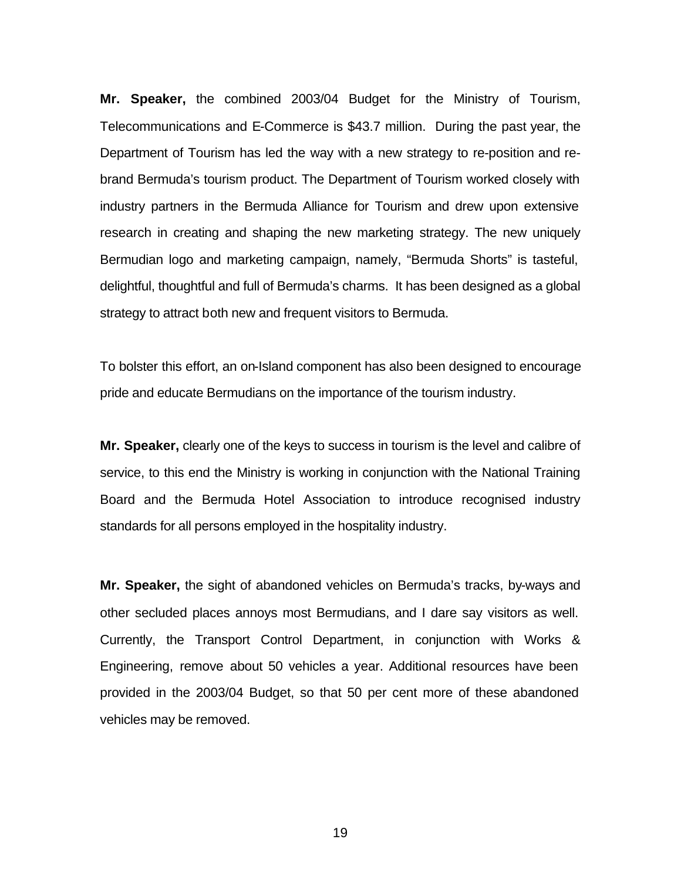**Mr. Speaker,** the combined 2003/04 Budget for the Ministry of Tourism, Telecommunications and E-Commerce is $43.7 million. During the past year, the Department of Tourism has led the way with a new strategy to re-position and re-brand Bermuda's tourism product. The Department of Tourism worked closely with industry partners in the Bermuda Alliance for Tourism and drew upon extensive research in creating and shaping the new marketing strategy. The new uniquely Bermudian logo and marketing campaign, namely, "Bermuda Shorts" is tasteful, delightful, thoughtful and full of Bermuda's charms. It has been designed as a global strategy to attract both new and frequent visitors to Bermuda.

To bolster this effort, an on-Island component has also been designed to encourage pride and educate Bermudians on the importance of the tourism industry.

**Mr. Speaker,** clearly one of the keys to success in tourism is the level and calibre of service, to this end the Ministry is working in conjunction with the National Training Board and the Bermuda Hotel Association to introduce recognised industry standards for all persons employed in the hospitality industry.

**Mr. Speaker,** the sight of abandoned vehicles on Bermuda's tracks, by-ways and other secluded places annoys most Bermudians, and I dare say visitors as well. Currently, the Transport Control Department, in conjunction with Works & Engineering, remove about 50 vehicles a year. Additional resources have been provided in the 2003/04 Budget, so that 50 per cent more of these abandoned vehicles may be removed.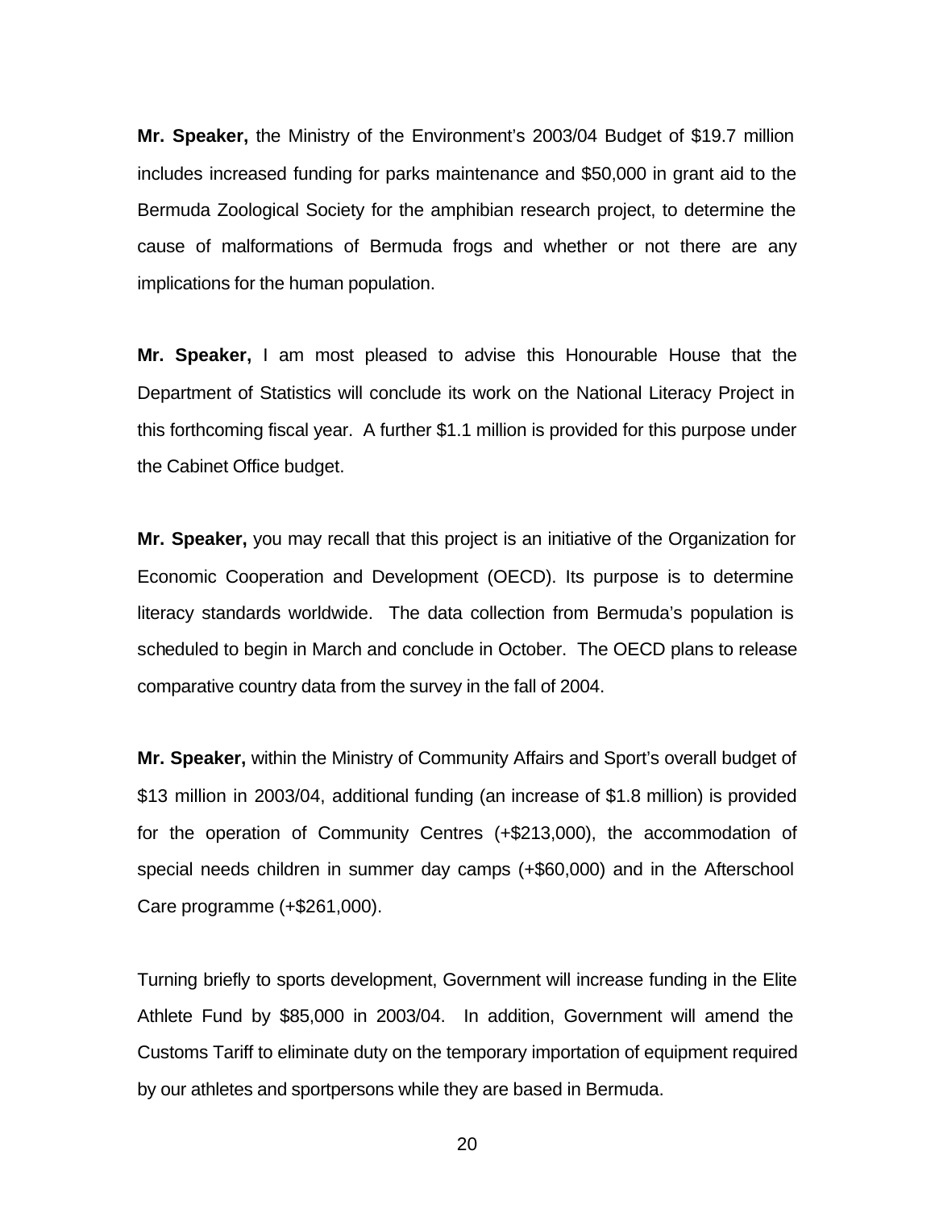**Mr. Speaker,** the Ministry of the Environment's 2003/04 Budget of $19.7 million includes increased funding for parks maintenance and $50,000 in grant aid to the Bermuda Zoological Society for the amphibian research project, to determine the cause of malformations of Bermuda frogs and whether or not there are any implications for the human population.

**Mr. Speaker,** I am most pleased to advise this Honourable House that the Department of Statistics will conclude its work on the National Literacy Project in this forthcoming fiscal year. A further $1.1 million is provided for this purpose under the Cabinet Office budget.

**Mr. Speaker,** you may recall that this project is an initiative of the Organization for Economic Cooperation and Development (OECD). Its purpose is to determine literacy standards worldwide. The data collection from Bermuda's population is scheduled to begin in March and conclude in October. The OECD plans to release comparative country data from the survey in the fall of 2004.

**Mr. Speaker,** within the Ministry of Community Affairs and Sport's overall budget of $13 million in 2003/04, additional funding (an increase of $1.8 million) is provided for the operation of Community Centres (+$213,000), the accommodation of special needs children in summer day camps (+$60,000) and in the Afterschool Care programme (+$261,000).

Turning briefly to sports development, Government will increase funding in the Elite Athlete Fund by $85,000 in 2003/04. In addition, Government will amend the Customs Tariff to eliminate duty on the temporary importation of equipment required by our athletes and sportpersons while they are based in Bermuda.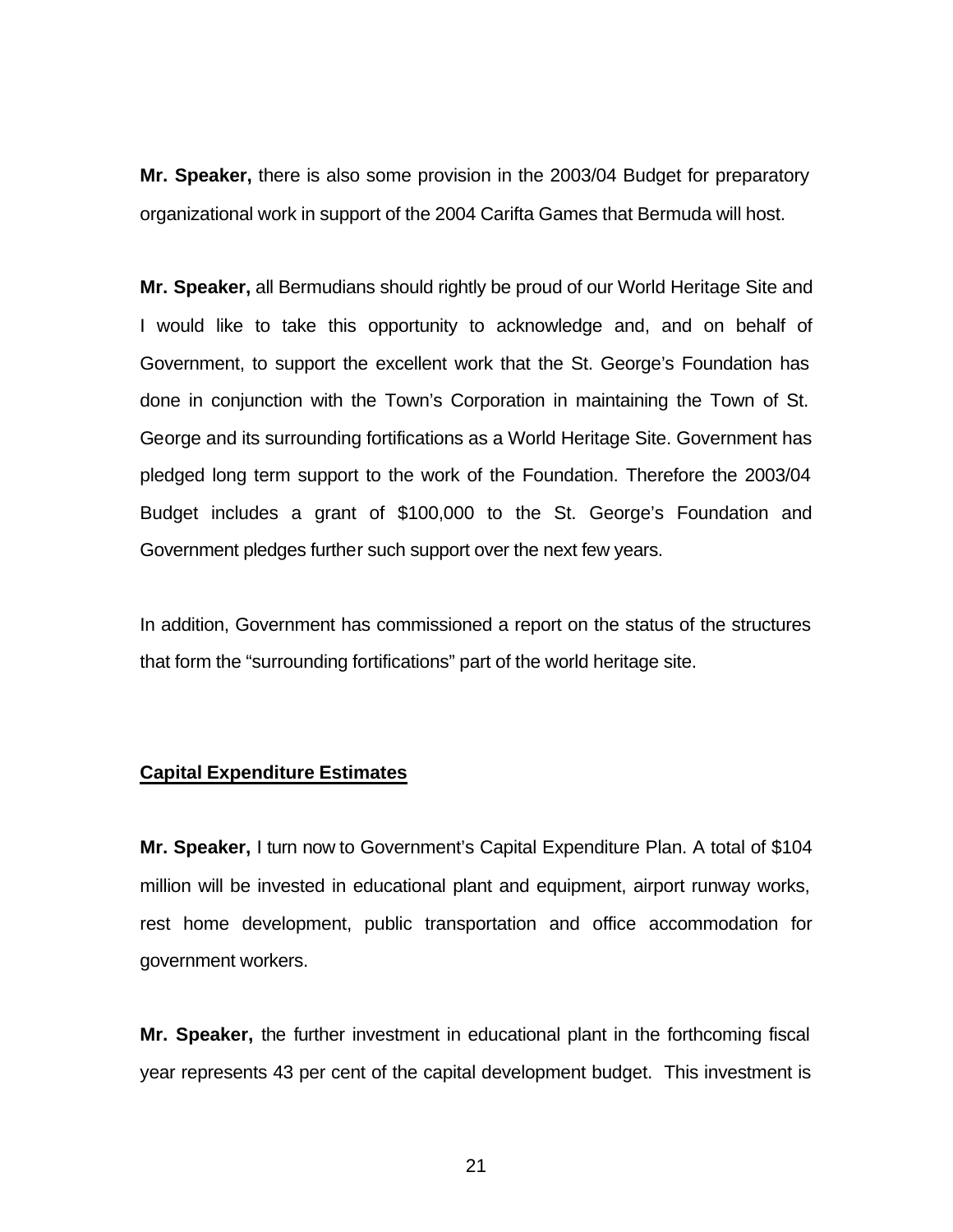**Mr. Speaker,** there is also some provision in the 2003/04 Budget for preparatory organizational work in support of the 2004 Carifta Games that Bermuda will host.

**Mr. Speaker,** all Bermudians should rightly be proud of our World Heritage Site and I would like to take this opportunity to acknowledge and, and on behalf of Government, to support the excellent work that the St. George's Foundation has done in conjunction with the Town's Corporation in maintaining the Town of St. George and its surrounding fortifications as a World Heritage Site. Government has pledged long term support to the work of the Foundation. Therefore the 2003/04 Budget includes a grant of $100,000 to the St. George's Foundation and Government pledges further such support over the next few years.

In addition, Government has commissioned a report on the status of the structures that form the "surrounding fortifications" part of the world heritage site.

## Capital Expenditure Estimates

**Mr. Speaker,** I turn now to Government's Capital Expenditure Plan. A total of $104 million will be invested in educational plant and equipment, airport runway works, rest home development, public transportation and office accommodation for government workers.

**Mr. Speaker,** the further investment in educational plant in the forthcoming fiscal year represents 43 per cent of the capital development budget. This investment is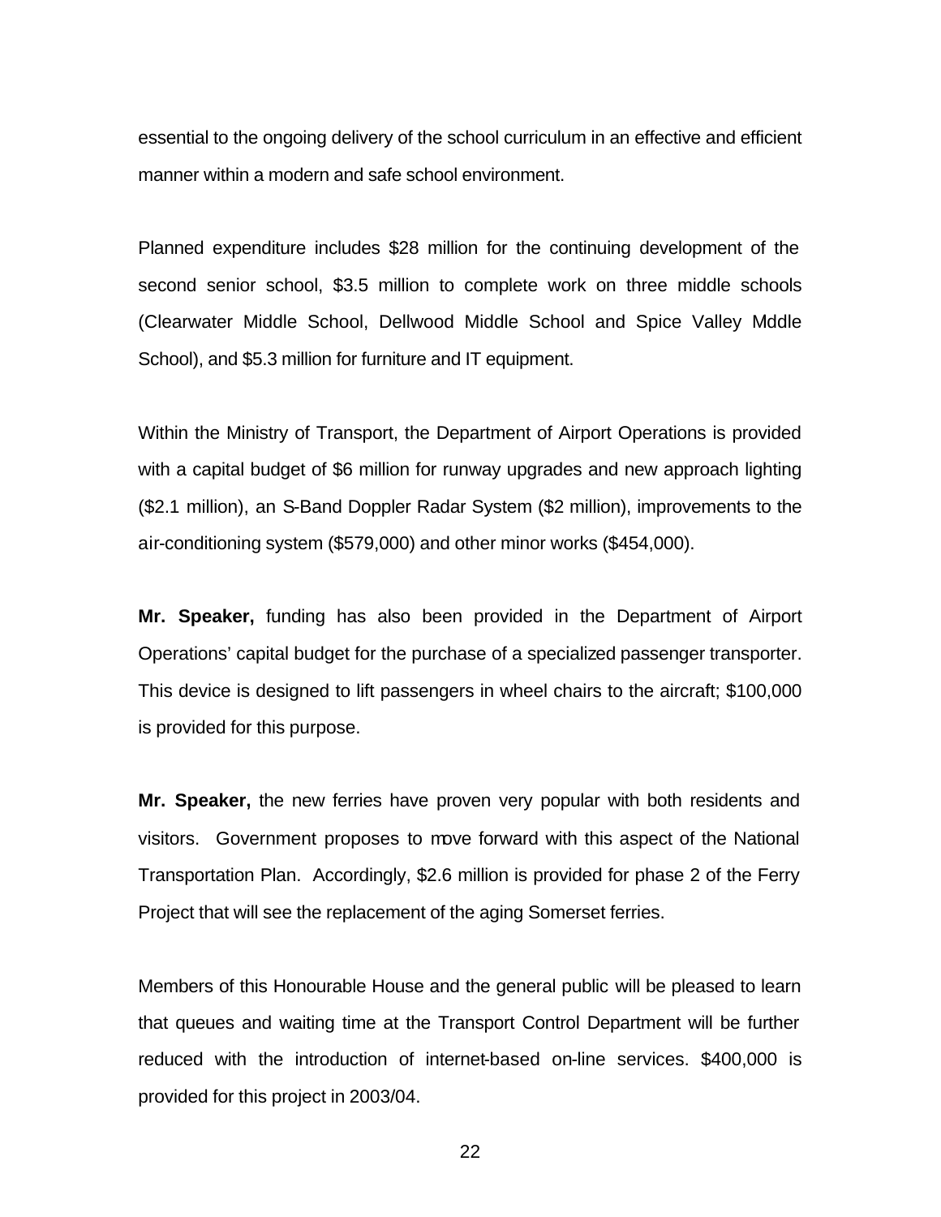essential to the ongoing delivery of the school curriculum in an effective and efficient manner within a modern and safe school environment.

Planned expenditure includes $28 million for the continuing development of the second senior school, $3.5 million to complete work on three middle schools (Clearwater Middle School, Dellwood Middle School and Spice Valley Mddle School), and $5.3 million for furniture and IT equipment.

Within the Ministry of Transport, the Department of Airport Operations is provided with a capital budget of $6 million for runway upgrades and new approach lighting ($2.1 million), an S-Band Doppler Radar System ($2 million), improvements to the air-conditioning system ($579,000) and other minor works ($454,000).

**Mr. Speaker,** funding has also been provided in the Department of Airport Operations' capital budget for the purchase of a specialized passenger transporter. This device is designed to lift passengers in wheel chairs to the aircraft; $100,000 is provided for this purpose.

**Mr. Speaker,** the new ferries have proven very popular with both residents and visitors. Government proposes to move forward with this aspect of the National Transportation Plan. Accordingly, $2.6 million is provided for phase 2 of the Ferry Project that will see the replacement of the aging Somerset ferries.

Members of this Honourable House and the general public will be pleased to learn that queues and waiting time at the Transport Control Department will be further reduced with the introduction of internet-based on-line services. $400,000 is provided for this project in 2003/04.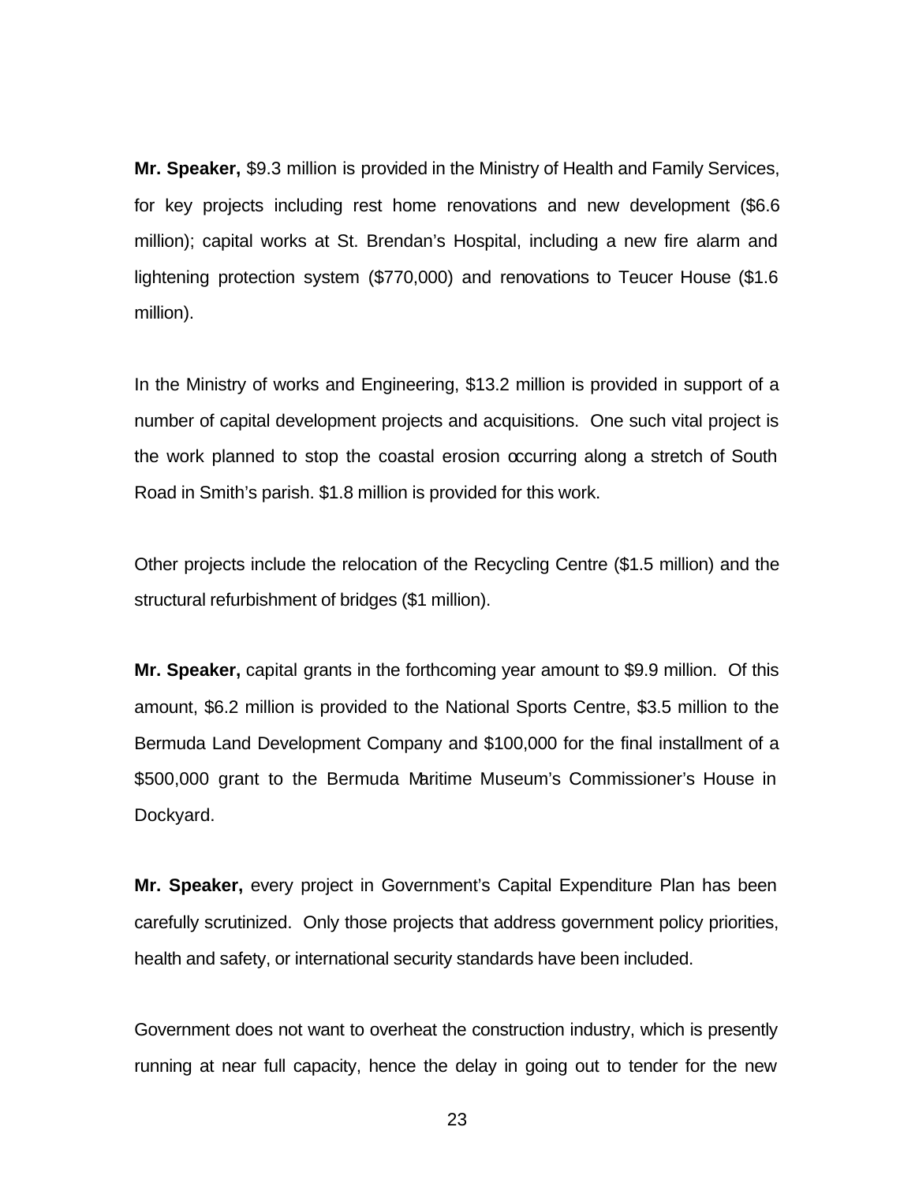**Mr. Speaker,** $9.3 million is provided in the Ministry of Health and Family Services, for key projects including rest home renovations and new development ($6.6 million); capital works at St. Brendan's Hospital, including a new fire alarm and lightening protection system ($770,000) and renovations to Teucer House ($1.6 million).

In the Ministry of works and Engineering, $13.2 million is provided in support of a number of capital development projects and acquisitions. One such vital project is the work planned to stop the coastal erosion occurring along a stretch of South Road in Smith's parish. $1.8 million is provided for this work.

Other projects include the relocation of the Recycling Centre ($1.5 million) and the structural refurbishment of bridges ($1 million).

**Mr. Speaker,** capital grants in the forthcoming year amount to $9.9 million. Of this amount, $6.2 million is provided to the National Sports Centre, $3.5 million to the Bermuda Land Development Company and $100,000 for the final installment of a $500,000 grant to the Bermuda Maritime Museum's Commissioner's House in Dockyard.

**Mr. Speaker,** every project in Government's Capital Expenditure Plan has been carefully scrutinized. Only those projects that address government policy priorities, health and safety, or international security standards have been included.

Government does not want to overheat the construction industry, which is presently running at near full capacity, hence the delay in going out to tender for the new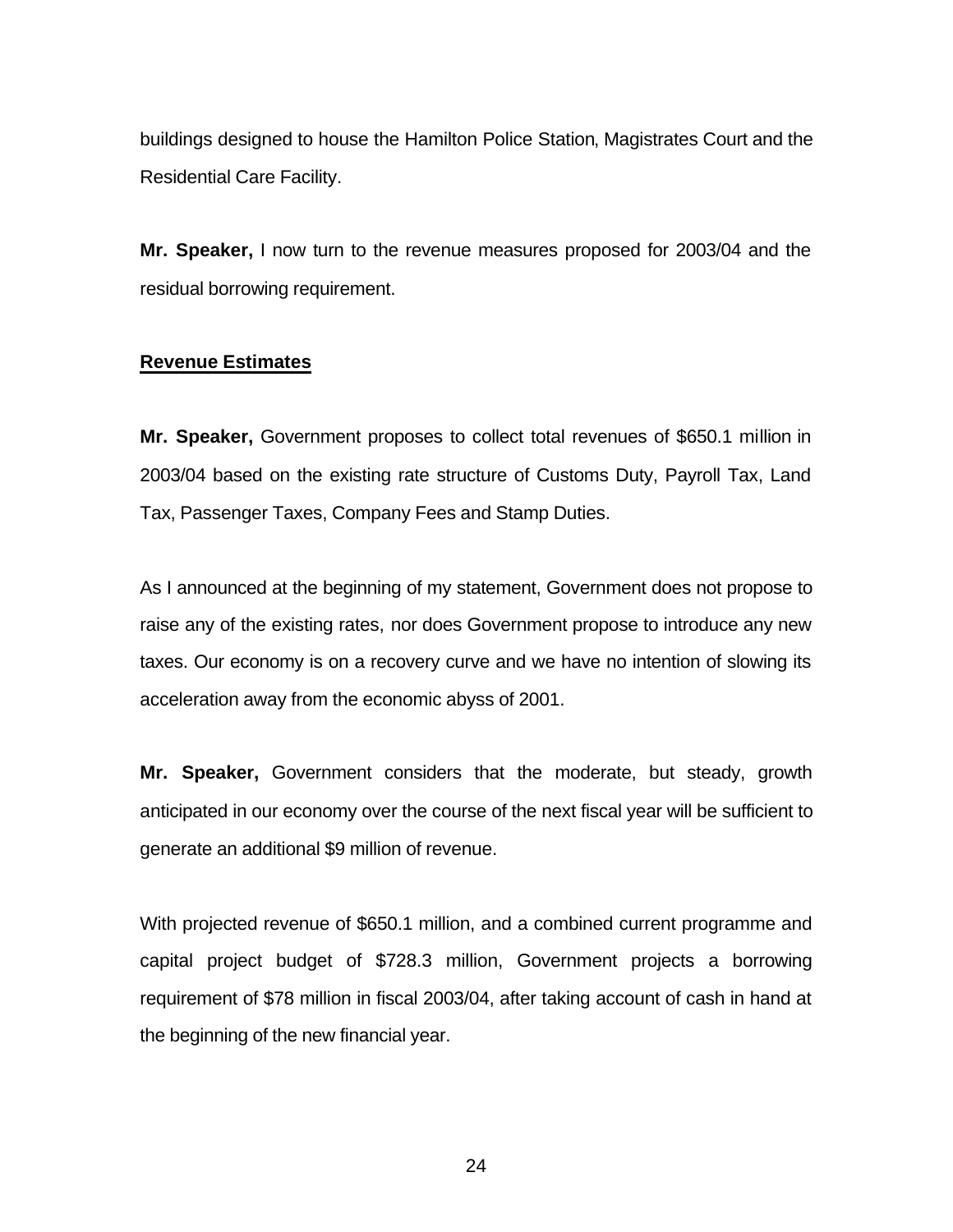buildings designed to house the Hamilton Police Station, Magistrates Court and the Residential Care Facility.

**Mr. Speaker,** I now turn to the revenue measures proposed for 2003/04 and the residual borrowing requirement.

## Revenue Estimates

**Mr. Speaker,** Government proposes to collect total revenues of $650.1 million in 2003/04 based on the existing rate structure of Customs Duty, Payroll Tax, Land Tax, Passenger Taxes, Company Fees and Stamp Duties.

As I announced at the beginning of my statement, Government does not propose to raise any of the existing rates, nor does Government propose to introduce any new taxes. Our economy is on a recovery curve and we have no intention of slowing its acceleration away from the economic abyss of 2001.

**Mr. Speaker,** Government considers that the moderate, but steady, growth anticipated in our economy over the course of the next fiscal year will be sufficient to generate an additional $9 million of revenue.

With projected revenue of $650.1 million, and a combined current programme and capital project budget of $728.3 million, Government projects a borrowing requirement of $78 million in fiscal 2003/04, after taking account of cash in hand at the beginning of the new financial year.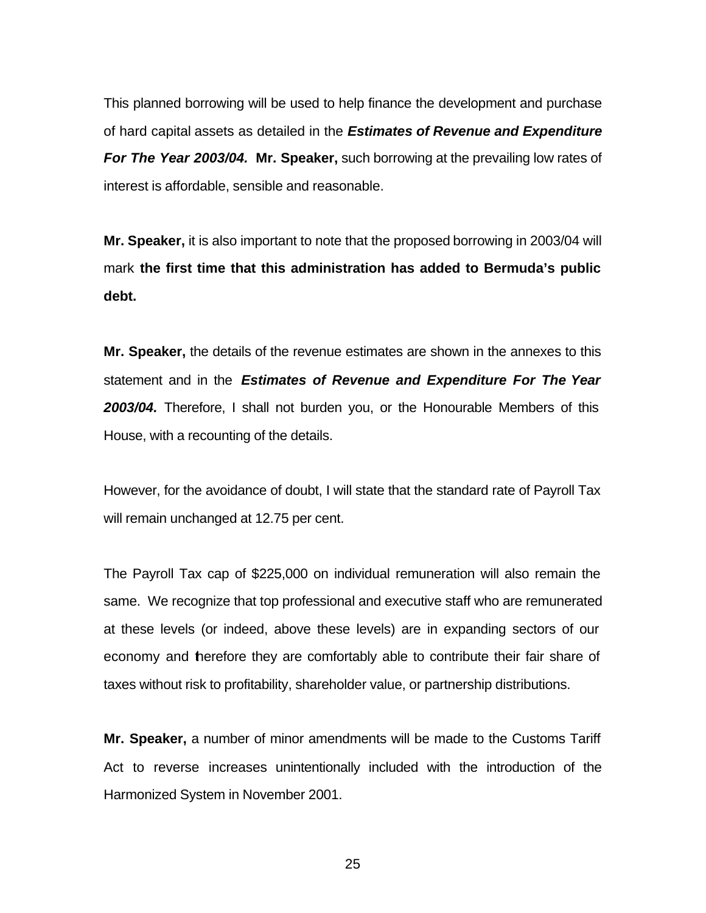This planned borrowing will be used to help finance the development and purchase of hard capital assets as detailed in the ***Estimates of Revenue and Expenditure For The Year 2003/04.*** **Mr. Speaker,** such borrowing at the prevailing low rates of interest is affordable, sensible and reasonable.

**Mr. Speaker,** it is also important to note that the proposed borrowing in 2003/04 will mark **the first time that this administration has added to Bermuda's public debt.**

**Mr. Speaker,** the details of the revenue estimates are shown in the annexes to this statement and in the ***Estimates of Revenue and Expenditure For The Year 2003/04.*** Therefore, I shall not burden you, or the Honourable Members of this House, with a recounting of the details.

However, for the avoidance of doubt, I will state that the standard rate of Payroll Tax will remain unchanged at 12.75 per cent.

The Payroll Tax cap of $225,000 on individual remuneration will also remain the same. We recognize that top professional and executive staff who are remunerated at these levels (or indeed, above these levels) are in expanding sectors of our economy and therefore they are comfortably able to contribute their fair share of taxes without risk to profitability, shareholder value, or partnership distributions.

**Mr. Speaker,** a number of minor amendments will be made to the Customs Tariff Act to reverse increases unintentionally included with the introduction of the Harmonized System in November 2001.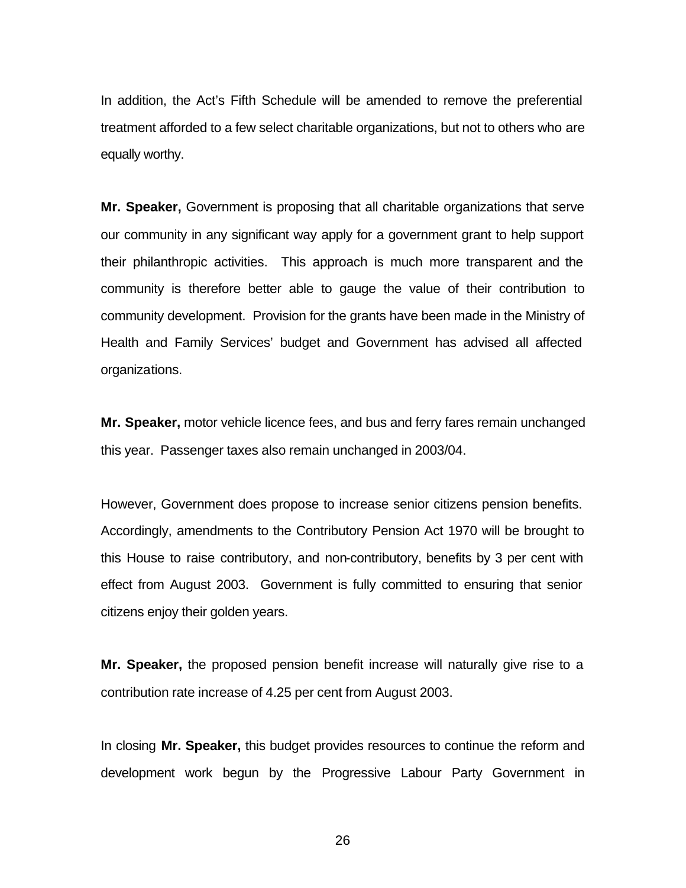In addition, the Act's Fifth Schedule will be amended to remove the preferential treatment afforded to a few select charitable organizations, but not to others who are equally worthy.

**Mr. Speaker,** Government is proposing that all charitable organizations that serve our community in any significant way apply for a government grant to help support their philanthropic activities. This approach is much more transparent and the community is therefore better able to gauge the value of their contribution to community development. Provision for the grants have been made in the Ministry of Health and Family Services' budget and Government has advised all affected organizations.

**Mr. Speaker,** motor vehicle licence fees, and bus and ferry fares remain unchanged this year. Passenger taxes also remain unchanged in 2003/04.

However, Government does propose to increase senior citizens pension benefits. Accordingly, amendments to the Contributory Pension Act 1970 will be brought to this House to raise contributory, and non-contributory, benefits by 3 per cent with effect from August 2003. Government is fully committed to ensuring that senior citizens enjoy their golden years.

**Mr. Speaker,** the proposed pension benefit increase will naturally give rise to a contribution rate increase of 4.25 per cent from August 2003.

In closing **Mr. Speaker,** this budget provides resources to continue the reform and development work begun by the Progressive Labour Party Government in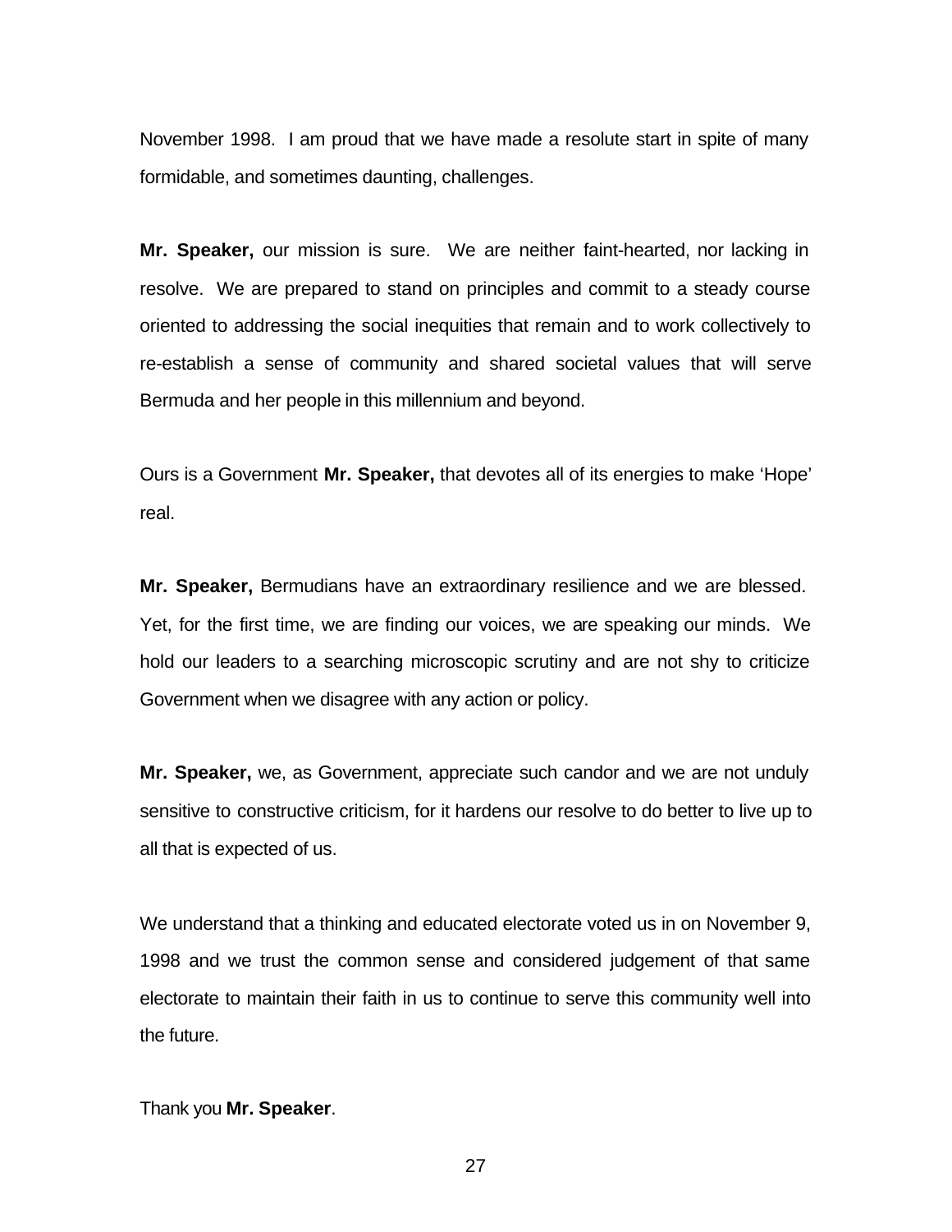November 1998. I am proud that we have made a resolute start in spite of many formidable, and sometimes daunting, challenges.

**Mr. Speaker,** our mission is sure. We are neither faint-hearted, nor lacking in resolve. We are prepared to stand on principles and commit to a steady course oriented to addressing the social inequities that remain and to work collectively to re-establish a sense of community and shared societal values that will serve Bermuda and her people in this millennium and beyond.

Ours is a Government **Mr. Speaker,** that devotes all of its energies to make 'Hope' real.

**Mr. Speaker,** Bermudians have an extraordinary resilience and we are blessed. Yet, for the first time, we are finding our voices, we are speaking our minds. We hold our leaders to a searching microscopic scrutiny and are not shy to criticize Government when we disagree with any action or policy.

**Mr. Speaker,** we, as Government, appreciate such candor and we are not unduly sensitive to constructive criticism, for it hardens our resolve to do better to live up to all that is expected of us.

We understand that a thinking and educated electorate voted us in on November 9, 1998 and we trust the common sense and considered judgement of that same electorate to maintain their faith in us to continue to serve this community well into the future.

Thank you **Mr. Speaker**.